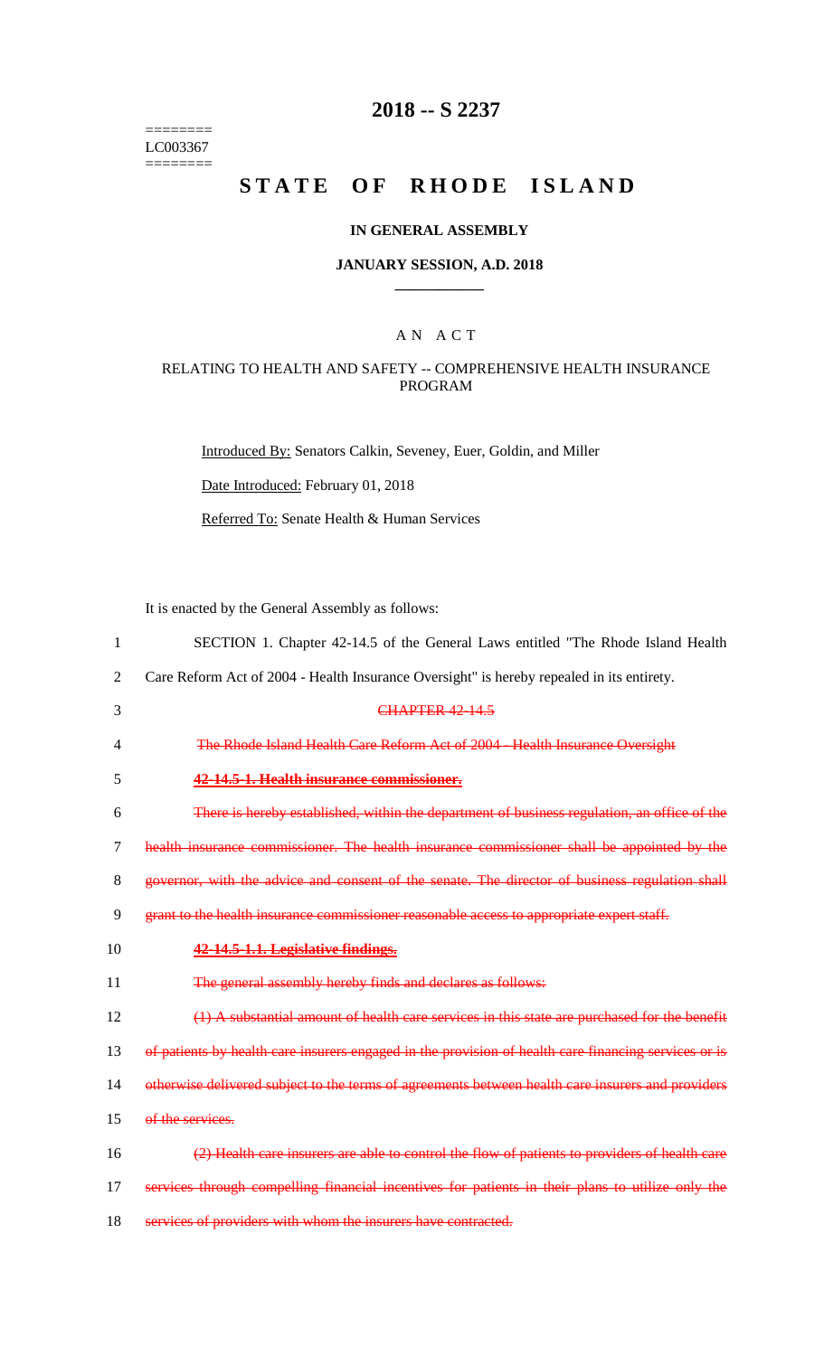========
LC003367
========

# 2018 -- S 2237

# STATE OF RHODE ISLAND

## IN GENERAL ASSEMBLY

### JANUARY SESSION, A.D. 2018

### A N A C T

RELATING TO HEALTH AND SAFETY -- COMPREHENSIVE HEALTH INSURANCE PROGRAM

Introduced By: Senators Calkin, Seveney, Euer, Goldin, and Miller

Date Introduced: February 01, 2018

Referred To: Senate Health & Human Services

It is enacted by the General Assembly as follows:

1 SECTION 1. Chapter 42-14.5 of the General Laws entitled "The Rhode Island Health
2 Care Reform Act of 2004 - Health Insurance Oversight" is hereby repealed in its entirety.

3 ~~CHAPTER 42-14.5~~

4 ~~The Rhode Island Health Care Reform Act of 2004 - Health Insurance Oversight~~

5 ~~**42-14.5-1. Health insurance commissioner.**~~

6 ~~There is hereby established, within the department of business regulation, an office of the~~
7 ~~health insurance commissioner. The health insurance commissioner shall be appointed by the~~
8 ~~governor, with the advice and consent of the senate. The director of business regulation shall~~
9 ~~grant to the health insurance commissioner reasonable access to appropriate expert staff.~~

10 ~~**42-14.5-1.1. Legislative findings.**~~

11 ~~The general assembly hereby finds and declares as follows:~~

12 ~~(1) A substantial amount of health care services in this state are purchased for the benefit~~
13 ~~of patients by health care insurers engaged in the provision of health care financing services or is~~
14 ~~otherwise delivered subject to the terms of agreements between health care insurers and providers~~
15 ~~of the services.~~

16 ~~(2) Health care insurers are able to control the flow of patients to providers of health care~~
17 ~~services through compelling financial incentives for patients in their plans to utilize only the~~
18 ~~services of providers with whom the insurers have contracted.~~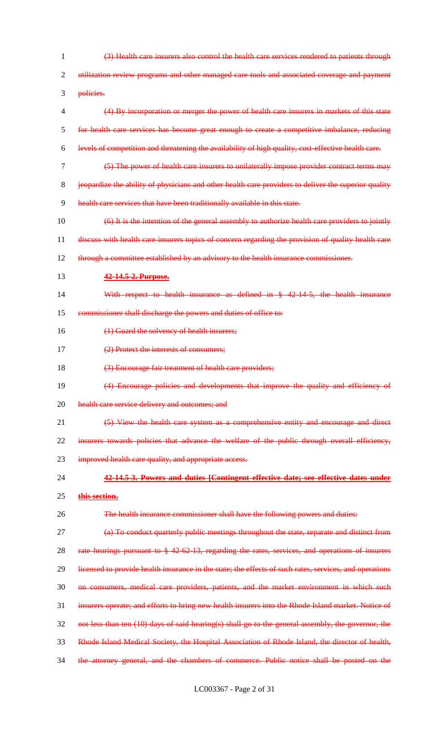~~(3) Health care insurers also control the health care services rendered to patients through utilization review programs and other managed care tools and associated coverage and payment policies.~~

~~(4) By incorporation or merger the power of health care insurers in markets of this state for health care services has become great enough to create a competitive imbalance, reducing levels of competition and threatening the availability of high quality, cost-effective health care.~~

~~(5) The power of health care insurers to unilaterally impose provider contract terms may jeopardize the ability of physicians and other health care providers to deliver the superior quality health care services that have been traditionally available in this state.~~

~~(6) It is the intention of the general assembly to authorize health care providers to jointly discuss with health care insurers topics of concern regarding the provision of quality health care through a committee established by an advisory to the health insurance commissioner.~~

~~**42-14.5-2. Purpose.**~~

~~With respect to health insurance as defined in § 42-14-5, the health insurance commissioner shall discharge the powers and duties of office to:~~

~~(1) Guard the solvency of health insurers;~~

~~(2) Protect the interests of consumers;~~

~~(3) Encourage fair treatment of health care providers;~~

~~(4) Encourage policies and developments that improve the quality and efficiency of health care service delivery and outcomes; and~~

~~(5) View the health care system as a comprehensive entity and encourage and direct insurers towards policies that advance the welfare of the public through overall efficiency, improved health care quality, and appropriate access.~~

~~**42-14.5-3. Powers and duties [Contingent effective date; see effective dates under this section.**~~

~~The health insurance commissioner shall have the following powers and duties:~~

~~(a) To conduct quarterly public meetings throughout the state, separate and distinct from rate hearings pursuant to § 42-62-13, regarding the rates, services, and operations of insurers licensed to provide health insurance in the state; the effects of such rates, services, and operations on consumers, medical care providers, patients, and the market environment in which such insurers operate; and efforts to bring new health insurers into the Rhode Island market. Notice of not less than ten (10) days of said hearing(s) shall go to the general assembly, the governor, the Rhode Island Medical Society, the Hospital Association of Rhode Island, the director of health, the attorney general, and the chambers of commerce. Public notice shall be posted on the~~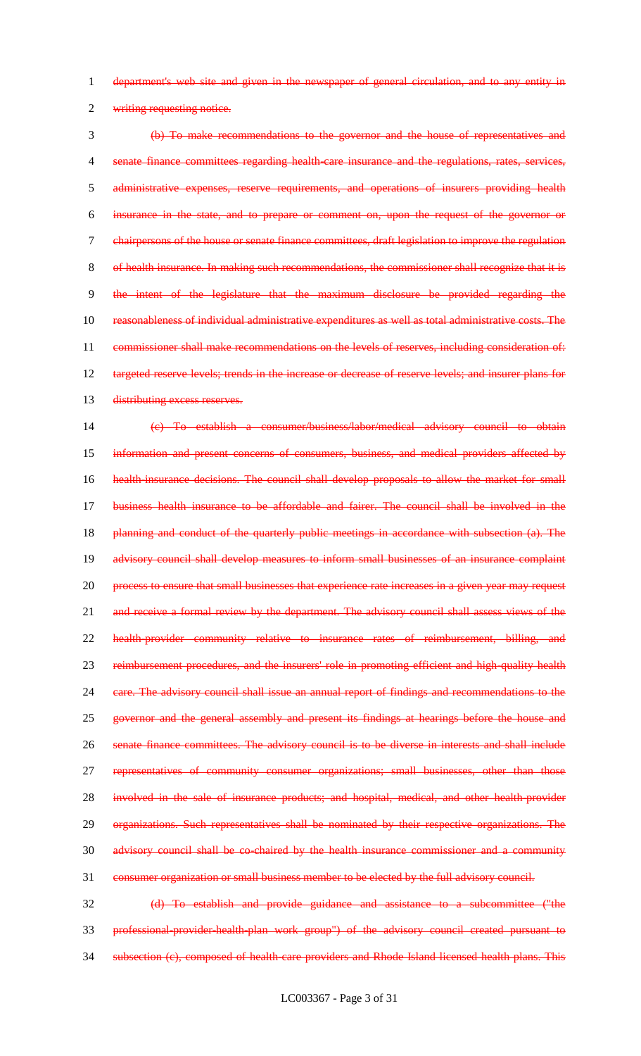~~department's web site and given in the newspaper of general circulation, and to any entity in writing requesting notice.~~

~~(b) To make recommendations to the governor and the house of representatives and senate finance committees regarding health-care insurance and the regulations, rates, services, administrative expenses, reserve requirements, and operations of insurers providing health insurance in the state, and to prepare or comment on, upon the request of the governor or chairpersons of the house or senate finance committees, draft legislation to improve the regulation of health insurance. In making such recommendations, the commissioner shall recognize that it is the intent of the legislature that the maximum disclosure be provided regarding the reasonableness of individual administrative expenditures as well as total administrative costs. The commissioner shall make recommendations on the levels of reserves, including consideration of: targeted reserve levels; trends in the increase or decrease of reserve levels; and insurer plans for distributing excess reserves.~~

~~(c) To establish a consumer/business/labor/medical advisory council to obtain information and present concerns of consumers, business, and medical providers affected by health-insurance decisions. The council shall develop proposals to allow the market for small business health insurance to be affordable and fairer. The council shall be involved in the planning and conduct of the quarterly public meetings in accordance with subsection (a). The advisory council shall develop measures to inform small businesses of an insurance complaint process to ensure that small businesses that experience rate increases in a given year may request and receive a formal review by the department. The advisory council shall assess views of the health-provider community relative to insurance rates of reimbursement, billing, and reimbursement procedures, and the insurers' role in promoting efficient and high-quality health care. The advisory council shall issue an annual report of findings and recommendations to the governor and the general assembly and present its findings at hearings before the house and senate finance committees. The advisory council is to be diverse in interests and shall include representatives of community consumer organizations; small businesses, other than those involved in the sale of insurance products; and hospital, medical, and other health-provider organizations. Such representatives shall be nominated by their respective organizations. The advisory council shall be co-chaired by the health insurance commissioner and a community consumer organization or small business member to be elected by the full advisory council.~~

~~(d) To establish and provide guidance and assistance to a subcommittee ("the professional-provider-health-plan work group") of the advisory council created pursuant to subsection (c), composed of health-care providers and Rhode Island licensed health plans. This~~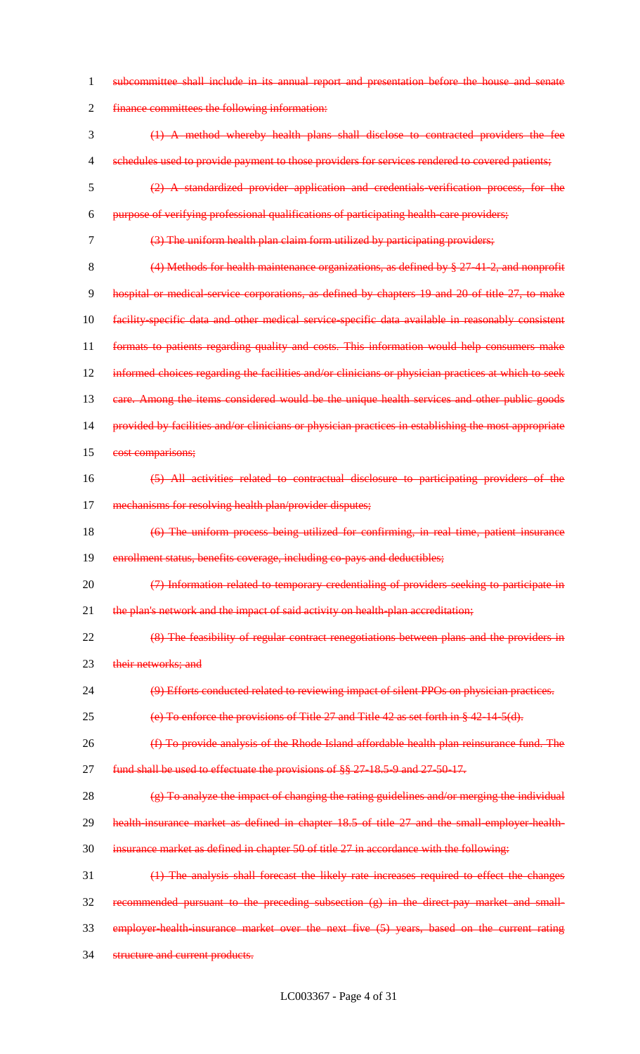subcommittee shall include in its annual report and presentation before the house and senate finance committees the following information:

(1) A method whereby health plans shall disclose to contracted providers the fee schedules used to provide payment to those providers for services rendered to covered patients;

(2) A standardized provider application and credentials-verification process, for the purpose of verifying professional qualifications of participating health-care providers;

(3) The uniform health plan claim form utilized by participating providers;

(4) Methods for health maintenance organizations, as defined by § 27-41-2, and nonprofit hospital or medical-service corporations, as defined by chapters 19 and 20 of title 27, to make facility-specific data and other medical service-specific data available in reasonably consistent formats to patients regarding quality and costs. This information would help consumers make informed choices regarding the facilities and/or clinicians or physician practices at which to seek care. Among the items considered would be the unique health services and other public goods provided by facilities and/or clinicians or physician practices in establishing the most appropriate cost comparisons;

(5) All activities related to contractual disclosure to participating providers of the mechanisms for resolving health plan/provider disputes;

(6) The uniform process being utilized for confirming, in real time, patient insurance enrollment status, benefits coverage, including co-pays and deductibles;

(7) Information related to temporary credentialing of providers seeking to participate in the plan's network and the impact of said activity on health-plan accreditation;

(8) The feasibility of regular contract renegotiations between plans and the providers in their networks; and

(9) Efforts conducted related to reviewing impact of silent PPOs on physician practices.

(e) To enforce the provisions of Title 27 and Title 42 as set forth in § 42-14-5(d).

(f) To provide analysis of the Rhode Island affordable health plan reinsurance fund. The fund shall be used to effectuate the provisions of §§ 27-18.5-9 and 27-50-17.

(g) To analyze the impact of changing the rating guidelines and/or merging the individual health-insurance market as defined in chapter 18.5 of title 27 and the small-employer-health-insurance market as defined in chapter 50 of title 27 in accordance with the following:

(1) The analysis shall forecast the likely rate increases required to effect the changes recommended pursuant to the preceding subsection (g) in the direct-pay market and small-employer-health-insurance market over the next five (5) years, based on the current rating structure and current products.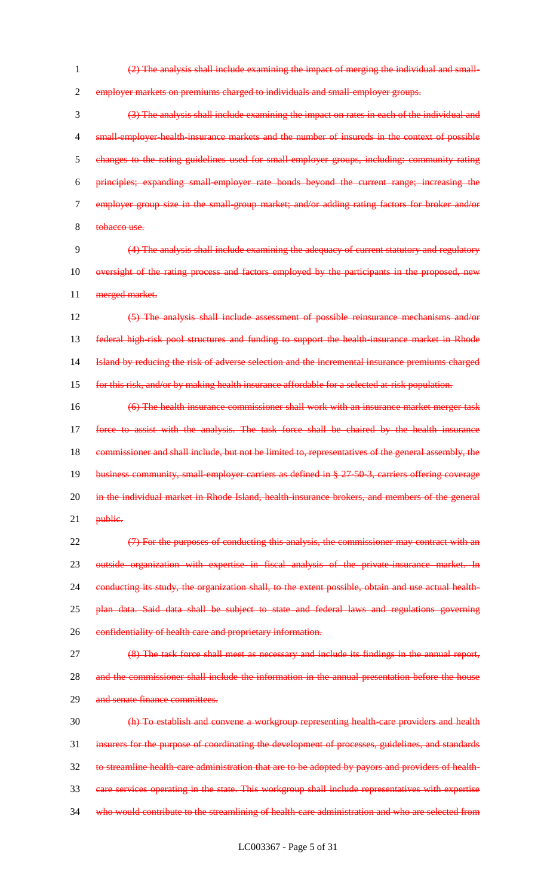(2) The analysis shall include examining the impact of merging the individual and small-employer markets on premiums charged to individuals and small-employer groups.

(3) The analysis shall include examining the impact on rates in each of the individual and small-employer-health-insurance markets and the number of insureds in the context of possible changes to the rating guidelines used for small-employer groups, including: community rating principles; expanding small-employer rate bonds beyond the current range; increasing the employer group size in the small-group market; and/or adding rating factors for broker and/or tobacco use.

(4) The analysis shall include examining the adequacy of current statutory and regulatory oversight of the rating process and factors employed by the participants in the proposed, new merged market.

(5) The analysis shall include assessment of possible reinsurance mechanisms and/or federal high-risk pool structures and funding to support the health-insurance market in Rhode Island by reducing the risk of adverse selection and the incremental insurance premiums charged for this risk, and/or by making health insurance affordable for a selected at-risk population.

(6) The health insurance commissioner shall work with an insurance market merger task force to assist with the analysis. The task force shall be chaired by the health insurance commissioner and shall include, but not be limited to, representatives of the general assembly, the business community, small-employer carriers as defined in § 27-50-3, carriers offering coverage in the individual market in Rhode Island, health-insurance brokers, and members of the general public.

(7) For the purposes of conducting this analysis, the commissioner may contract with an outside organization with expertise in fiscal analysis of the private-insurance market. In conducting its study, the organization shall, to the extent possible, obtain and use actual health-plan data. Said data shall be subject to state and federal laws and regulations governing confidentiality of health care and proprietary information.

(8) The task force shall meet as necessary and include its findings in the annual report, and the commissioner shall include the information in the annual presentation before the house and senate finance committees.

(h) To establish and convene a workgroup representing health-care providers and health insurers for the purpose of coordinating the development of processes, guidelines, and standards to streamline health-care administration that are to be adopted by payors and providers of health-care services operating in the state. This workgroup shall include representatives with expertise who would contribute to the streamlining of health-care administration and who are selected from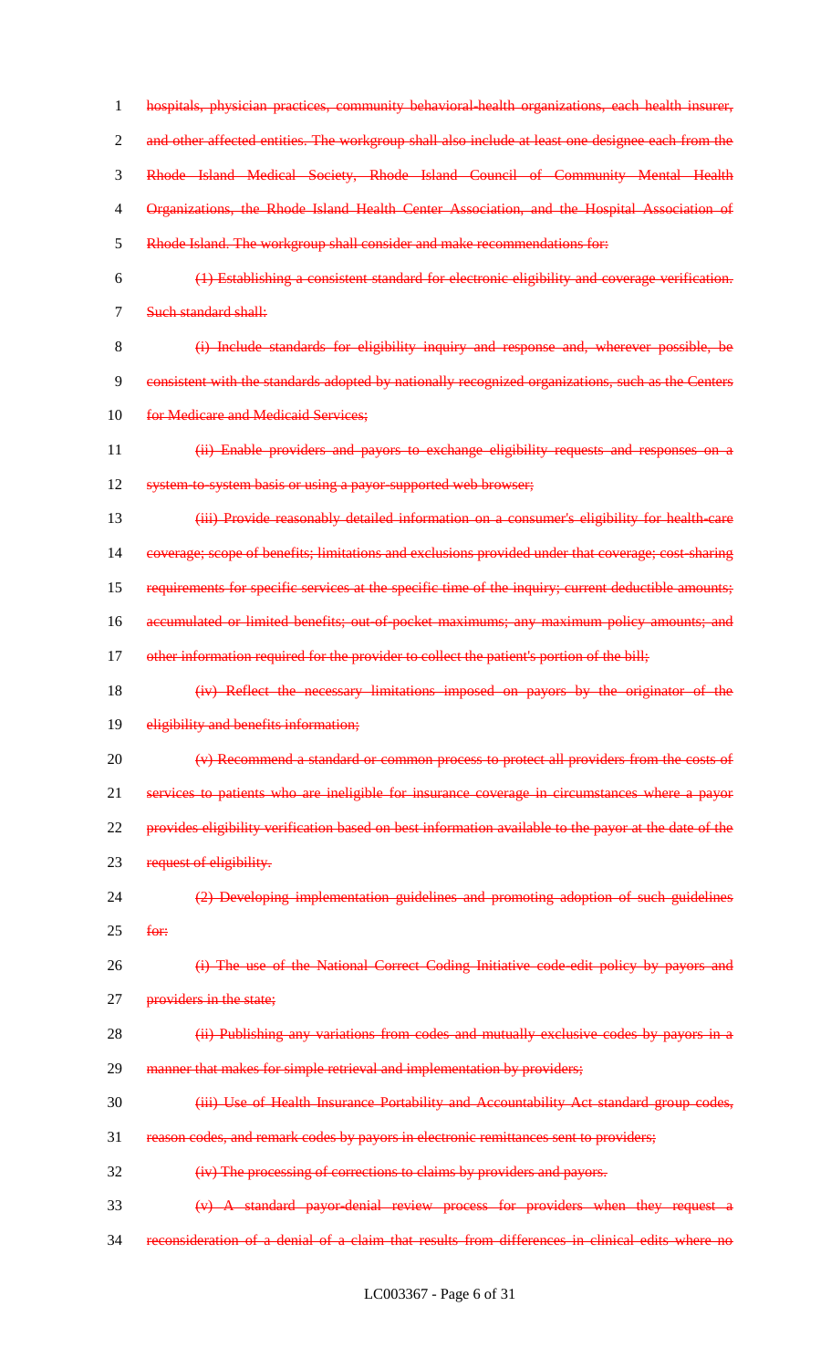~~hospitals, physician practices, community behavioral-health organizations, each health insurer, and other affected entities. The workgroup shall also include at least one designee each from the Rhode Island Medical Society, Rhode Island Council of Community Mental Health Organizations, the Rhode Island Health Center Association, and the Hospital Association of Rhode Island. The workgroup shall consider and make recommendations for:~~

~~(1) Establishing a consistent standard for electronic eligibility and coverage verification. Such standard shall:~~

~~(i) Include standards for eligibility inquiry and response and, wherever possible, be consistent with the standards adopted by nationally recognized organizations, such as the Centers for Medicare and Medicaid Services;~~

~~(ii) Enable providers and payors to exchange eligibility requests and responses on a system-to-system basis or using a payor-supported web browser;~~

~~(iii) Provide reasonably detailed information on a consumer's eligibility for health-care coverage; scope of benefits; limitations and exclusions provided under that coverage; cost-sharing requirements for specific services at the specific time of the inquiry; current deductible amounts; accumulated or limited benefits; out-of-pocket maximums; any maximum policy amounts; and other information required for the provider to collect the patient's portion of the bill;~~

~~(iv) Reflect the necessary limitations imposed on payors by the originator of the eligibility and benefits information;~~

~~(v) Recommend a standard or common process to protect all providers from the costs of services to patients who are ineligible for insurance coverage in circumstances where a payor provides eligibility verification based on best information available to the payor at the date of the request of eligibility.~~

~~(2) Developing implementation guidelines and promoting adoption of such guidelines for:~~

~~(i) The use of the National Correct Coding Initiative code-edit policy by payors and providers in the state;~~

~~(ii) Publishing any variations from codes and mutually exclusive codes by payors in a manner that makes for simple retrieval and implementation by providers;~~

~~(iii) Use of Health Insurance Portability and Accountability Act standard group codes, reason codes, and remark codes by payors in electronic remittances sent to providers;~~

~~(iv) The processing of corrections to claims by providers and payors.~~

~~(v) A standard payor-denial review process for providers when they request a reconsideration of a denial of a claim that results from differences in clinical edits where no~~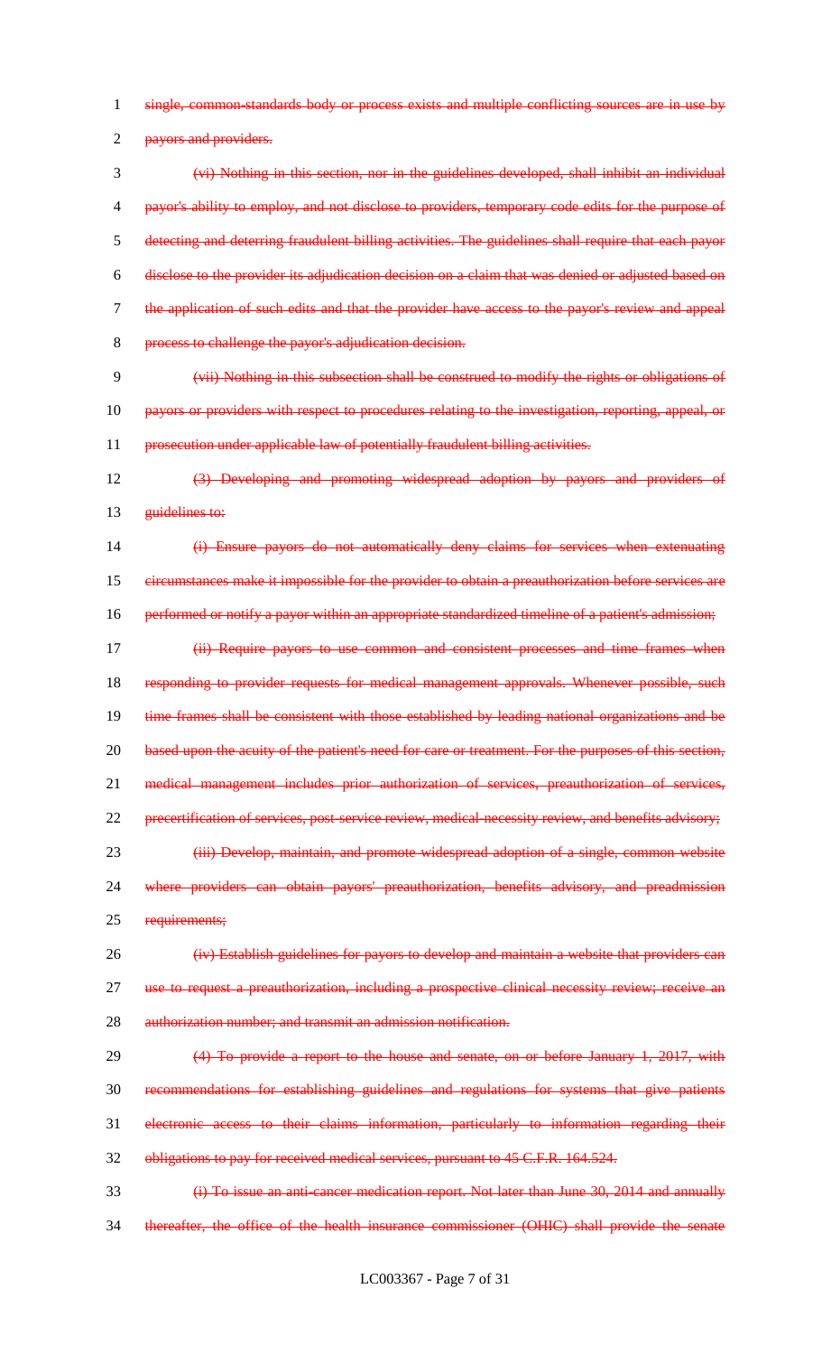~~single, common-standards body or process exists and multiple conflicting sources are in use by payors and providers.~~

~~(vi) Nothing in this section, nor in the guidelines developed, shall inhibit an individual payor's ability to employ, and not disclose to providers, temporary code edits for the purpose of detecting and deterring fraudulent billing activities. The guidelines shall require that each payor disclose to the provider its adjudication decision on a claim that was denied or adjusted based on the application of such edits and that the provider have access to the payor's review and appeal process to challenge the payor's adjudication decision.~~

~~(vii) Nothing in this subsection shall be construed to modify the rights or obligations of payors or providers with respect to procedures relating to the investigation, reporting, appeal, or prosecution under applicable law of potentially fraudulent billing activities.~~

~~(3) Developing and promoting widespread adoption by payors and providers of guidelines to:~~

~~(i) Ensure payors do not automatically deny claims for services when extenuating circumstances make it impossible for the provider to obtain a preauthorization before services are performed or notify a payor within an appropriate standardized timeline of a patient's admission;~~

~~(ii) Require payors to use common and consistent processes and time frames when responding to provider requests for medical management approvals. Whenever possible, such time frames shall be consistent with those established by leading national organizations and be based upon the acuity of the patient's need for care or treatment. For the purposes of this section, medical management includes prior authorization of services, preauthorization of services, precertification of services, post-service review, medical-necessity review, and benefits advisory;~~

~~(iii) Develop, maintain, and promote widespread adoption of a single, common website where providers can obtain payors' preauthorization, benefits advisory, and preadmission requirements;~~

~~(iv) Establish guidelines for payors to develop and maintain a website that providers can use to request a preauthorization, including a prospective clinical necessity review; receive an authorization number; and transmit an admission notification.~~

~~(4) To provide a report to the house and senate, on or before January 1, 2017, with recommendations for establishing guidelines and regulations for systems that give patients electronic access to their claims information, particularly to information regarding their obligations to pay for received medical services, pursuant to 45 C.F.R. 164.524.~~

~~(i) To issue an anti-cancer medication report. Not later than June 30, 2014 and annually thereafter, the office of the health insurance commissioner (OHIC) shall provide the senate~~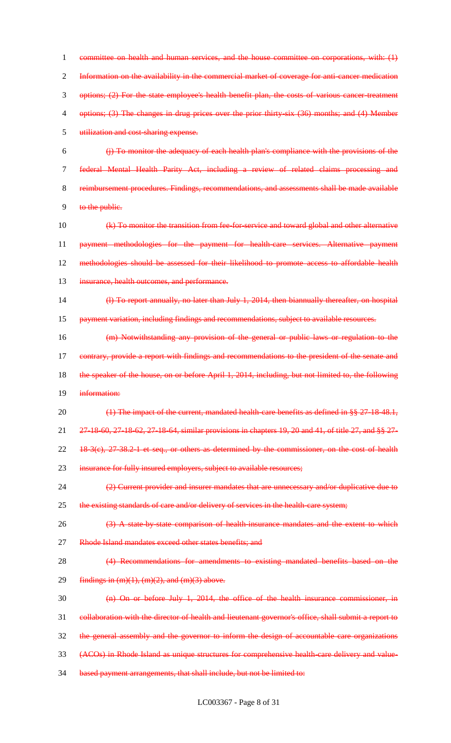~~committee on health and human services, and the house committee on corporations, with: (1) Information on the availability in the commercial market of coverage for anti-cancer medication options; (2) For the state employee's health benefit plan, the costs of various cancer-treatment options; (3) The changes in drug prices over the prior thirty-six (36) months; and (4) Member utilization and cost-sharing expense.~~

~~(j) To monitor the adequacy of each health plan's compliance with the provisions of the federal Mental Health Parity Act, including a review of related claims processing and reimbursement procedures. Findings, recommendations, and assessments shall be made available to the public.~~

~~(k) To monitor the transition from fee-for-service and toward global and other alternative payment methodologies for the payment for health-care services. Alternative payment methodologies should be assessed for their likelihood to promote access to affordable health insurance, health outcomes, and performance.~~

~~(l) To report annually, no later than July 1, 2014, then biannually thereafter, on hospital payment variation, including findings and recommendations, subject to available resources.~~

~~(m) Notwithstanding any provision of the general or public laws or regulation to the contrary, provide a report with findings and recommendations to the president of the senate and the speaker of the house, on or before April 1, 2014, including, but not limited to, the following information:~~

~~(1) The impact of the current, mandated health-care benefits as defined in §§ 27-18-48.1, 27-18-60, 27-18-62, 27-18-64, similar provisions in chapters 19, 20 and 41, of title 27, and §§ 27-18-3(c), 27-38.2-1 et seq., or others as determined by the commissioner, on the cost of health insurance for fully insured employers, subject to available resources;~~

~~(2) Current provider and insurer mandates that are unnecessary and/or duplicative due to the existing standards of care and/or delivery of services in the health-care system;~~

~~(3) A state-by-state comparison of health-insurance mandates and the extent to which Rhode Island mandates exceed other states benefits; and~~

~~(4) Recommendations for amendments to existing mandated benefits based on the findings in (m)(1), (m)(2), and (m)(3) above.~~

~~(n) On or before July 1, 2014, the office of the health insurance commissioner, in collaboration with the director of health and lieutenant governor's office, shall submit a report to the general assembly and the governor to inform the design of accountable care organizations (ACOs) in Rhode Island as unique structures for comprehensive health-care delivery and value-based payment arrangements, that shall include, but not be limited to:~~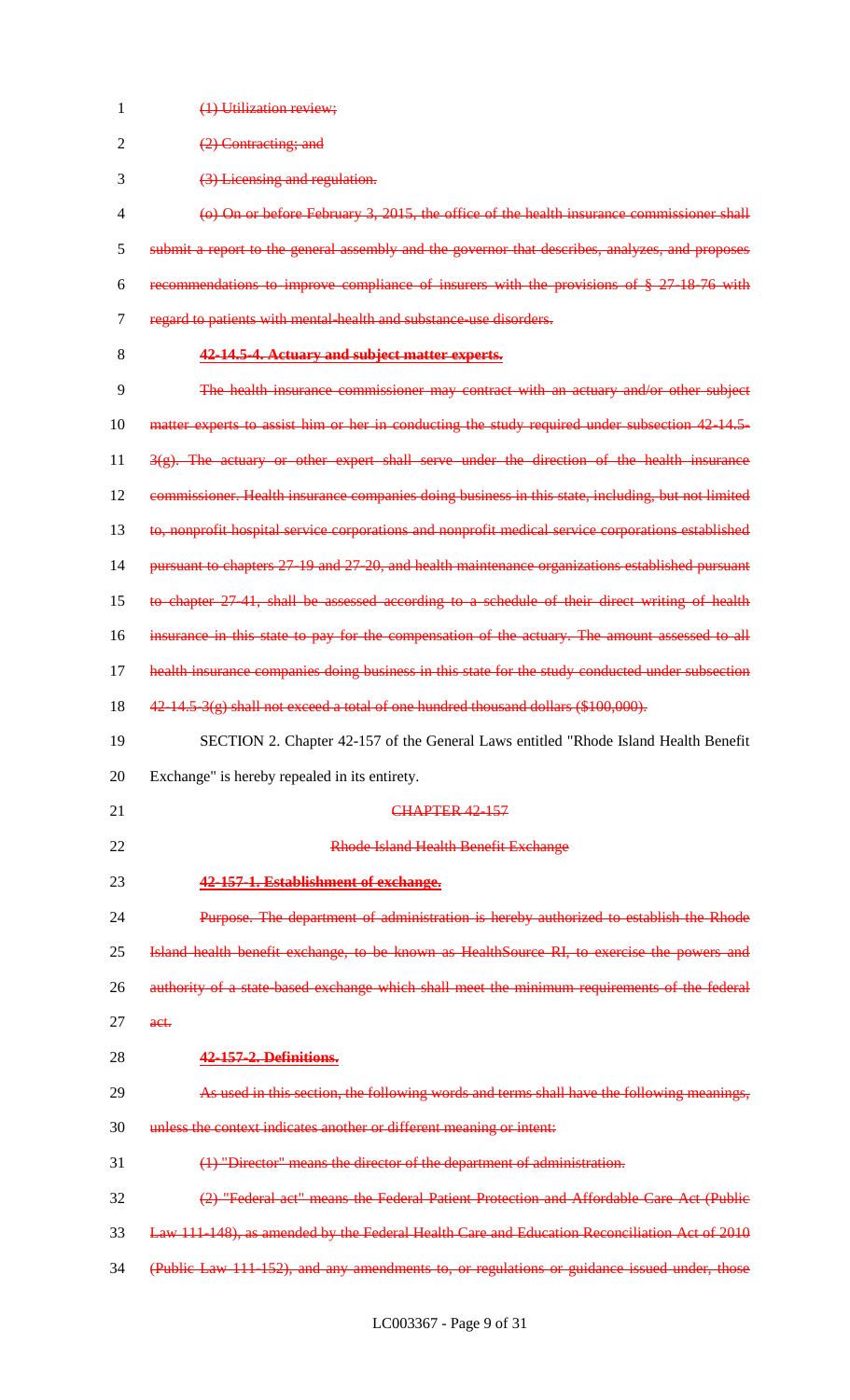(1) Utilization review;

(2) Contracting; and

(3) Licensing and regulation.

(o) On or before February 3, 2015, the office of the health insurance commissioner shall submit a report to the general assembly and the governor that describes, analyzes, and proposes recommendations to improve compliance of insurers with the provisions of § 27-18-76 with regard to patients with mental-health and substance-use disorders.

**42-14.5-4. Actuary and subject matter experts.**

The health insurance commissioner may contract with an actuary and/or other subject matter experts to assist him or her in conducting the study required under subsection 42-14.5-3(g). The actuary or other expert shall serve under the direction of the health insurance commissioner. Health insurance companies doing business in this state, including, but not limited to, nonprofit hospital service corporations and nonprofit medical service corporations established pursuant to chapters 27-19 and 27-20, and health maintenance organizations established pursuant to chapter 27-41, shall be assessed according to a schedule of their direct writing of health insurance in this state to pay for the compensation of the actuary. The amount assessed to all health insurance companies doing business in this state for the study conducted under subsection 42-14.5-3(g) shall not exceed a total of one hundred thousand dollars ($100,000).

SECTION 2. Chapter 42-157 of the General Laws entitled "Rhode Island Health Benefit Exchange" is hereby repealed in its entirety.

CHAPTER 42-157

Rhode Island Health Benefit Exchange

**42-157-1. Establishment of exchange.**

Purpose. The department of administration is hereby authorized to establish the Rhode Island health benefit exchange, to be known as HealthSource RI, to exercise the powers and authority of a state-based exchange which shall meet the minimum requirements of the federal act.

**42-157-2. Definitions.**

As used in this section, the following words and terms shall have the following meanings, unless the context indicates another or different meaning or intent:

(1) "Director" means the director of the department of administration.

(2) "Federal act" means the Federal Patient Protection and Affordable Care Act (Public Law 111-148), as amended by the Federal Health Care and Education Reconciliation Act of 2010 (Public Law 111-152), and any amendments to, or regulations or guidance issued under, those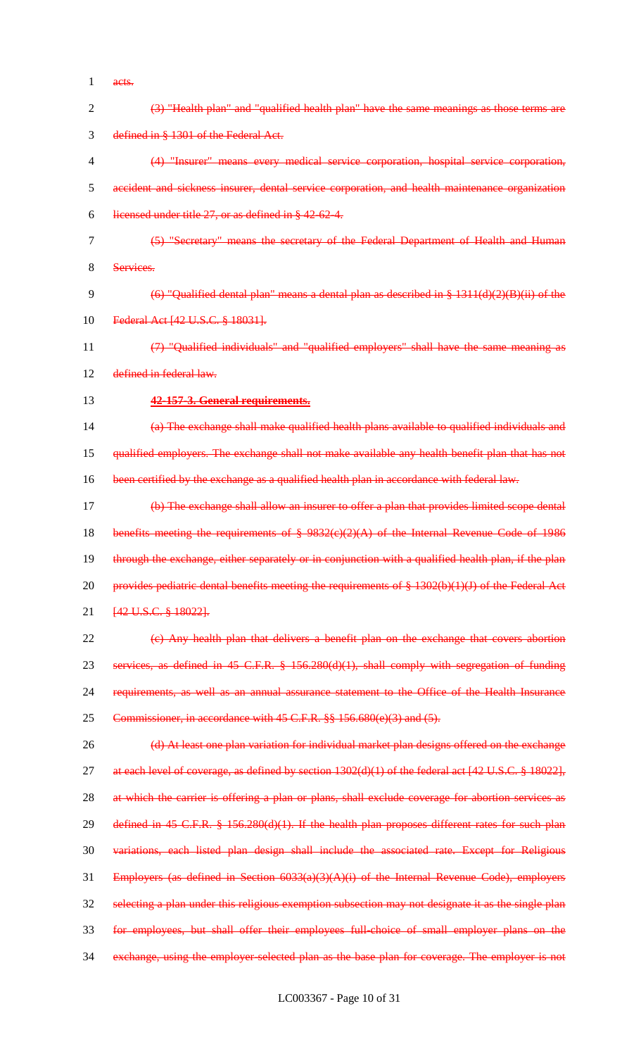~~acts.~~

~~(3) "Health plan" and "qualified health plan" have the same meanings as those terms are defined in § 1301 of the Federal Act.~~

~~(4) "Insurer" means every medical service corporation, hospital service corporation, accident and sickness insurer, dental service corporation, and health maintenance organization licensed under title 27, or as defined in § 42-62-4.~~

~~(5) "Secretary" means the secretary of the Federal Department of Health and Human Services.~~

~~(6) "Qualified dental plan" means a dental plan as described in § 1311(d)(2)(B)(ii) of the Federal Act [42 U.S.C. § 18031].~~

~~(7) "Qualified individuals" and "qualified employers" shall have the same meaning as defined in federal law.~~

~~**42-157-3. General requirements.**~~

~~(a) The exchange shall make qualified health plans available to qualified individuals and qualified employers. The exchange shall not make available any health benefit plan that has not been certified by the exchange as a qualified health plan in accordance with federal law.~~

~~(b) The exchange shall allow an insurer to offer a plan that provides limited scope dental benefits meeting the requirements of § 9832(c)(2)(A) of the Internal Revenue Code of 1986 through the exchange, either separately or in conjunction with a qualified health plan, if the plan provides pediatric dental benefits meeting the requirements of § 1302(b)(1)(J) of the Federal Act [42 U.S.C. § 18022].~~

~~(c) Any health plan that delivers a benefit plan on the exchange that covers abortion services, as defined in 45 C.F.R. § 156.280(d)(1), shall comply with segregation of funding requirements, as well as an annual assurance statement to the Office of the Health Insurance Commissioner, in accordance with 45 C.F.R. §§ 156.680(e)(3) and (5).~~

~~(d) At least one plan variation for individual market plan designs offered on the exchange at each level of coverage, as defined by section 1302(d)(1) of the federal act [42 U.S.C. § 18022], at which the carrier is offering a plan or plans, shall exclude coverage for abortion services as defined in 45 C.F.R. § 156.280(d)(1). If the health plan proposes different rates for such plan variations, each listed plan design shall include the associated rate. Except for Religious Employers (as defined in Section 6033(a)(3)(A)(i) of the Internal Revenue Code), employers selecting a plan under this religious exemption subsection may not designate it as the single plan for employees, but shall offer their employees full-choice of small employer plans on the exchange, using the employer-selected plan as the base plan for coverage. The employer is not~~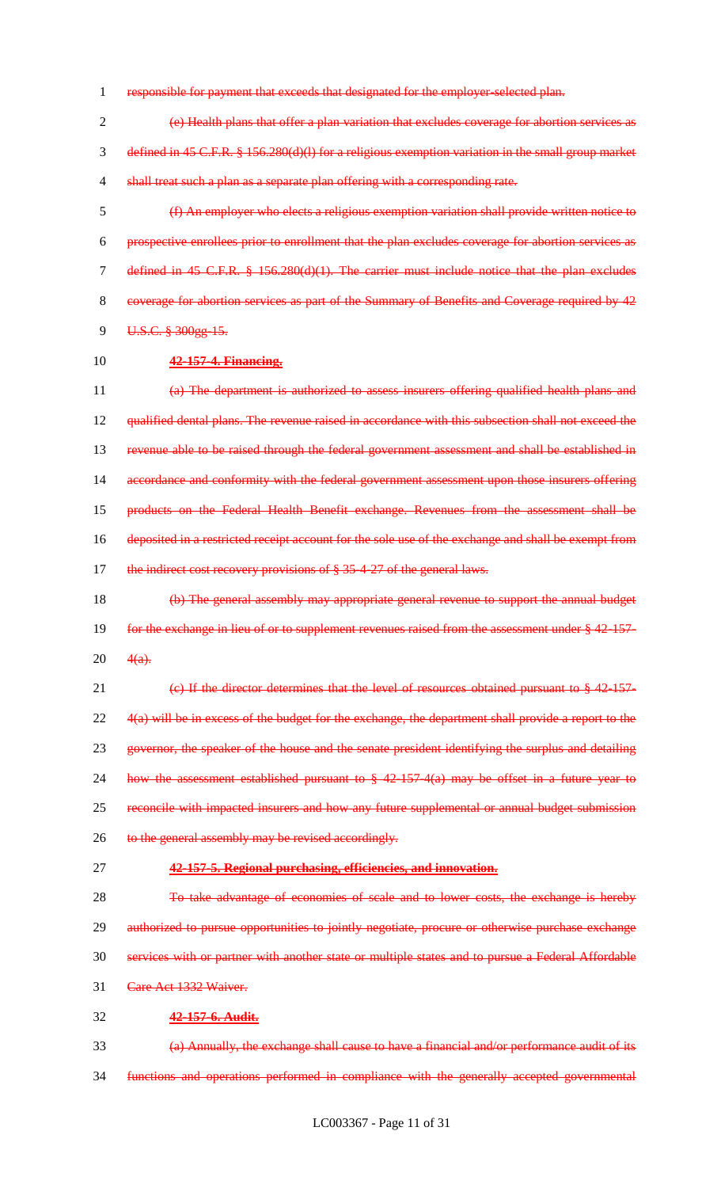responsible for payment that exceeds that designated for the employer-selected plan.

(e) Health plans that offer a plan variation that excludes coverage for abortion services as defined in 45 C.F.R. § 156.280(d)(l) for a religious exemption variation in the small group market shall treat such a plan as a separate plan offering with a corresponding rate.

(f) An employer who elects a religious exemption variation shall provide written notice to prospective enrollees prior to enrollment that the plan excludes coverage for abortion services as defined in 45 C.F.R. § 156.280(d)(1). The carrier must include notice that the plan excludes coverage for abortion services as part of the Summary of Benefits and Coverage required by 42 U.S.C. § 300gg-15.

**42-157-4. Financing.**

(a) The department is authorized to assess insurers offering qualified health plans and qualified dental plans. The revenue raised in accordance with this subsection shall not exceed the revenue able to be raised through the federal government assessment and shall be established in accordance and conformity with the federal government assessment upon those insurers offering products on the Federal Health Benefit exchange. Revenues from the assessment shall be deposited in a restricted receipt account for the sole use of the exchange and shall be exempt from the indirect cost recovery provisions of § 35-4-27 of the general laws.

(b) The general assembly may appropriate general revenue to support the annual budget for the exchange in lieu of or to supplement revenues raised from the assessment under § 42-157-4(a).

(c) If the director determines that the level of resources obtained pursuant to § 42-157-4(a) will be in excess of the budget for the exchange, the department shall provide a report to the governor, the speaker of the house and the senate president identifying the surplus and detailing how the assessment established pursuant to § 42-157-4(a) may be offset in a future year to reconcile with impacted insurers and how any future supplemental or annual budget submission to the general assembly may be revised accordingly.

**42-157-5. Regional purchasing, efficiencies, and innovation.**

To take advantage of economies of scale and to lower costs, the exchange is hereby authorized to pursue opportunities to jointly negotiate, procure or otherwise purchase exchange services with or partner with another state or multiple states and to pursue a Federal Affordable Care Act 1332 Waiver.

**42-157-6. Audit.**

(a) Annually, the exchange shall cause to have a financial and/or performance audit of its functions and operations performed in compliance with the generally accepted governmental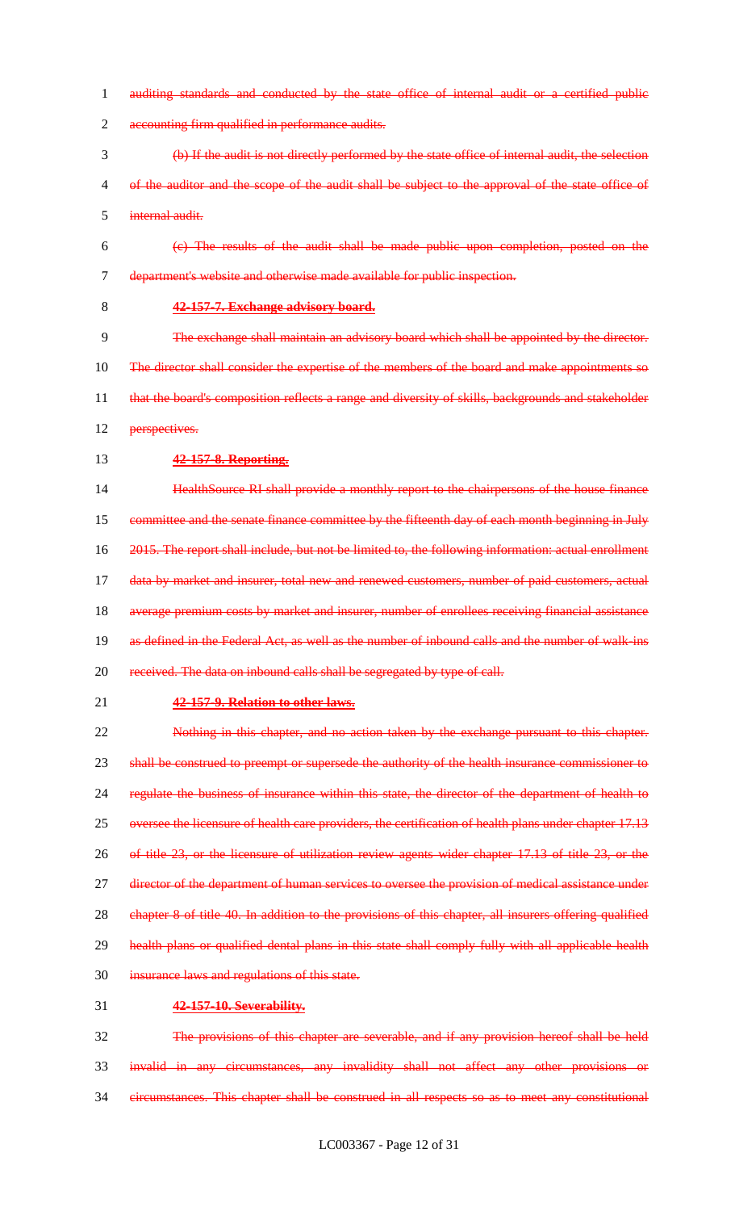~~auditing standards and conducted by the state office of internal audit or a certified public accounting firm qualified in performance audits.~~

~~(b) If the audit is not directly performed by the state office of internal audit, the selection of the auditor and the scope of the audit shall be subject to the approval of the state office of internal audit.~~

~~(c) The results of the audit shall be made public upon completion, posted on the department's website and otherwise made available for public inspection.~~

~~**42-157-7. Exchange advisory board.**~~

~~The exchange shall maintain an advisory board which shall be appointed by the director. The director shall consider the expertise of the members of the board and make appointments so that the board's composition reflects a range and diversity of skills, backgrounds and stakeholder perspectives.~~

~~**42-157-8. Reporting.**~~

~~HealthSource RI shall provide a monthly report to the chairpersons of the house finance committee and the senate finance committee by the fifteenth day of each month beginning in July 2015. The report shall include, but not be limited to, the following information: actual enrollment data by market and insurer, total new and renewed customers, number of paid customers, actual average premium costs by market and insurer, number of enrollees receiving financial assistance as defined in the Federal Act, as well as the number of inbound calls and the number of walk-ins received. The data on inbound calls shall be segregated by type of call.~~

~~**42-157-9. Relation to other laws.**~~

~~Nothing in this chapter, and no action taken by the exchange pursuant to this chapter. shall be construed to preempt or supersede the authority of the health insurance commissioner to regulate the business of insurance within this state, the director of the department of health to oversee the licensure of health care providers, the certification of health plans under chapter 17.13 of title 23, or the licensure of utilization review agents wider chapter 17.13 of title 23, or the director of the department of human services to oversee the provision of medical assistance under chapter 8 of title 40. In addition to the provisions of this chapter, all insurers offering qualified health plans or qualified dental plans in this state shall comply fully with all applicable health insurance laws and regulations of this state.~~

~~**42-157-10. Severability.**~~

~~The provisions of this chapter are severable, and if any provision hereof shall be held invalid in any circumstances, any invalidity shall not affect any other provisions or circumstances. This chapter shall be construed in all respects so as to meet any constitutional~~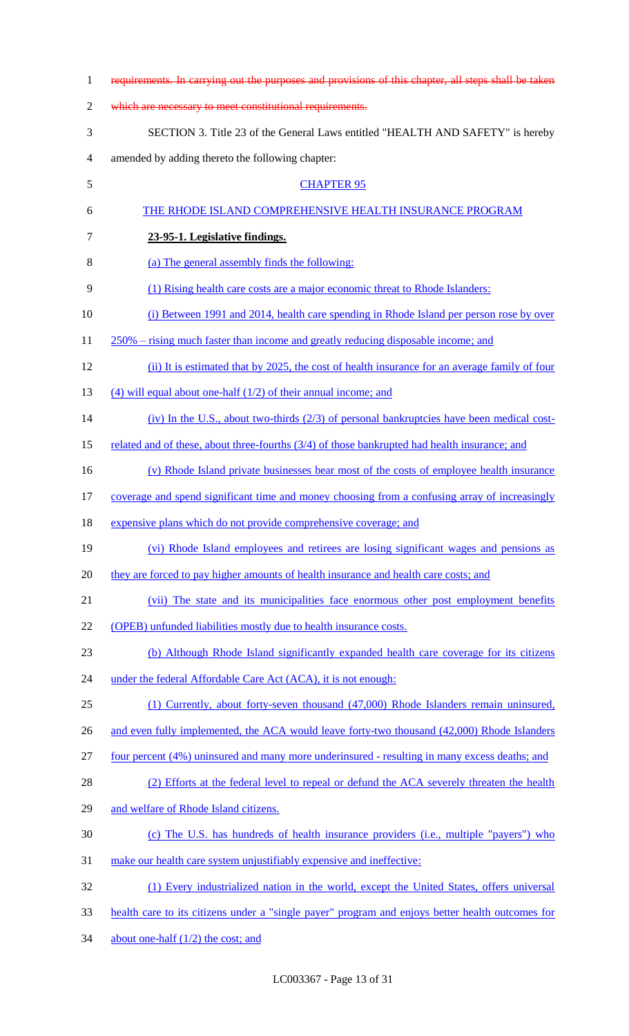~~requirements. In carrying out the purposes and provisions of this chapter, all steps shall be taken which are necessary to meet constitutional requirements.~~

SECTION 3. Title 23 of the General Laws entitled "HEALTH AND SAFETY" is hereby amended by adding thereto the following chapter:

CHAPTER 95

THE RHODE ISLAND COMPREHENSIVE HEALTH INSURANCE PROGRAM

**23-95-1. Legislative findings.**

(a) The general assembly finds the following:

(1) Rising health care costs are a major economic threat to Rhode Islanders:

(i) Between 1991 and 2014, health care spending in Rhode Island per person rose by over 250% – rising much faster than income and greatly reducing disposable income; and

(ii) It is estimated that by 2025, the cost of health insurance for an average family of four (4) will equal about one-half (1/2) of their annual income; and

(iv) In the U.S., about two-thirds (2/3) of personal bankruptcies have been medical cost-related and of these, about three-fourths (3/4) of those bankrupted had health insurance; and

(v) Rhode Island private businesses bear most of the costs of employee health insurance coverage and spend significant time and money choosing from a confusing array of increasingly expensive plans which do not provide comprehensive coverage; and

(vi) Rhode Island employees and retirees are losing significant wages and pensions as they are forced to pay higher amounts of health insurance and health care costs; and

(vii) The state and its municipalities face enormous other post employment benefits (OPEB) unfunded liabilities mostly due to health insurance costs.

(b) Although Rhode Island significantly expanded health care coverage for its citizens under the federal Affordable Care Act (ACA), it is not enough:

(1) Currently, about forty-seven thousand (47,000) Rhode Islanders remain uninsured, and even fully implemented, the ACA would leave forty-two thousand (42,000) Rhode Islanders four percent (4%) uninsured and many more underinsured - resulting in many excess deaths; and

(2) Efforts at the federal level to repeal or defund the ACA severely threaten the health and welfare of Rhode Island citizens.

(c) The U.S. has hundreds of health insurance providers (i.e., multiple "payers") who make our health care system unjustifiably expensive and ineffective:

(1) Every industrialized nation in the world, except the United States, offers universal health care to its citizens under a "single payer" program and enjoys better health outcomes for about one-half (1/2) the cost; and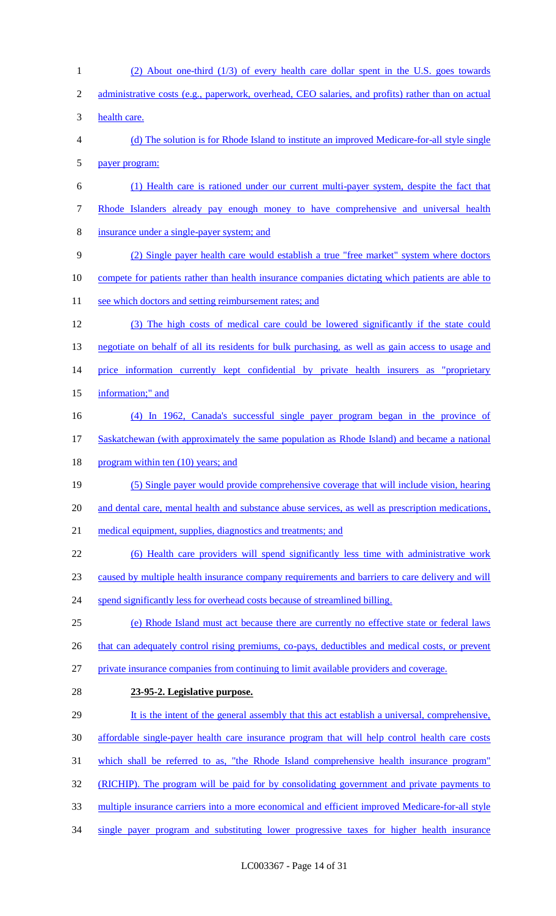(2) About one-third (1/3) of every health care dollar spent in the U.S. goes towards administrative costs (e.g., paperwork, overhead, CEO salaries, and profits) rather than on actual health care.

(d) The solution is for Rhode Island to institute an improved Medicare-for-all style single payer program:

(1) Health care is rationed under our current multi-payer system, despite the fact that Rhode Islanders already pay enough money to have comprehensive and universal health insurance under a single-payer system; and

(2) Single payer health care would establish a true "free market" system where doctors compete for patients rather than health insurance companies dictating which patients are able to see which doctors and setting reimbursement rates; and

(3) The high costs of medical care could be lowered significantly if the state could negotiate on behalf of all its residents for bulk purchasing, as well as gain access to usage and price information currently kept confidential by private health insurers as "proprietary information;" and

(4) In 1962, Canada's successful single payer program began in the province of Saskatchewan (with approximately the same population as Rhode Island) and became a national program within ten (10) years; and

(5) Single payer would provide comprehensive coverage that will include vision, hearing and dental care, mental health and substance abuse services, as well as prescription medications, medical equipment, supplies, diagnostics and treatments; and

(6) Health care providers will spend significantly less time with administrative work caused by multiple health insurance company requirements and barriers to care delivery and will spend significantly less for overhead costs because of streamlined billing.

(e) Rhode Island must act because there are currently no effective state or federal laws that can adequately control rising premiums, co-pays, deductibles and medical costs, or prevent private insurance companies from continuing to limit available providers and coverage.

**23-95-2. Legislative purpose.**

It is the intent of the general assembly that this act establish a universal, comprehensive, affordable single-payer health care insurance program that will help control health care costs which shall be referred to as, "the Rhode Island comprehensive health insurance program" (RICHIP). The program will be paid for by consolidating government and private payments to multiple insurance carriers into a more economical and efficient improved Medicare-for-all style single payer program and substituting lower progressive taxes for higher health insurance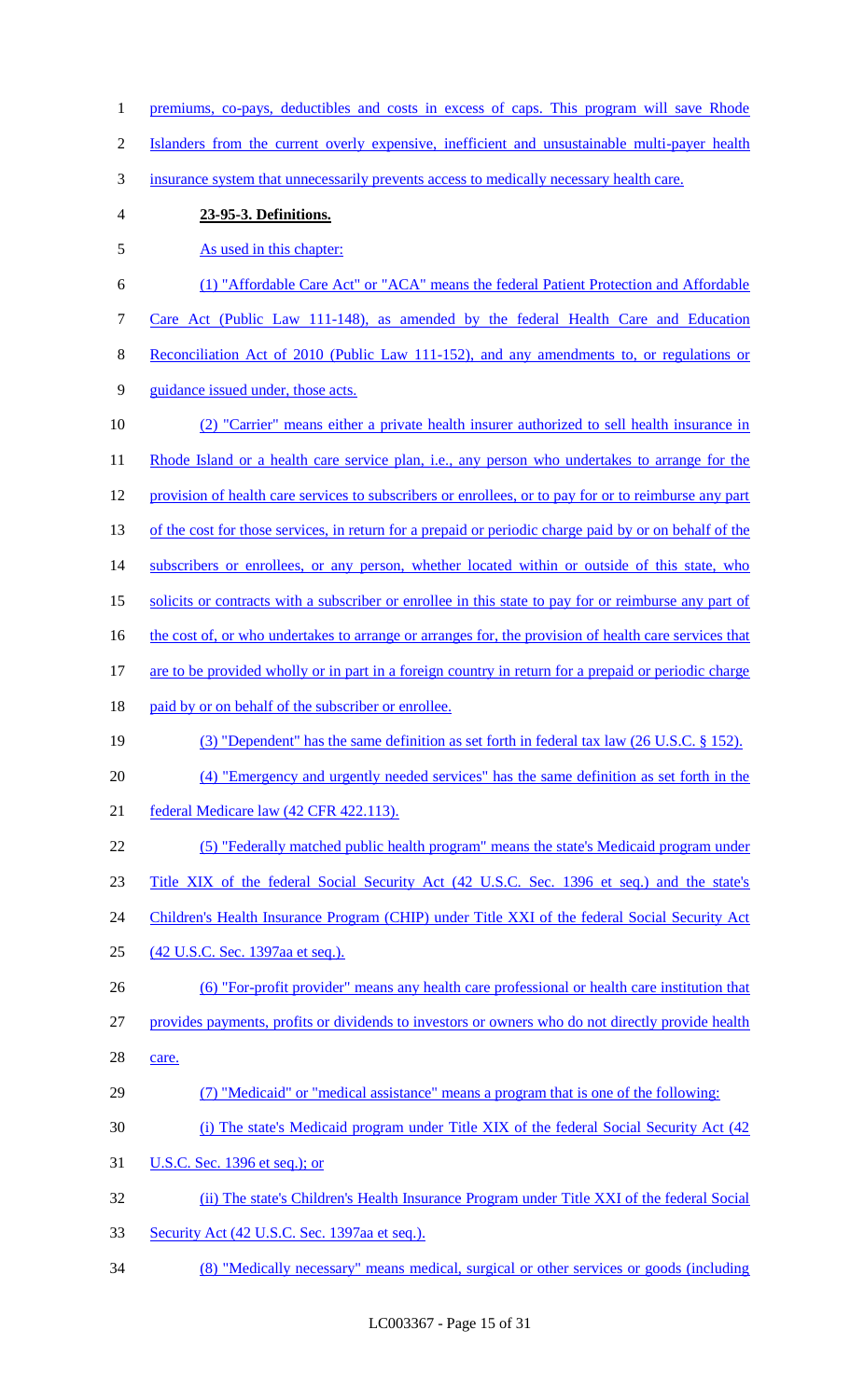premiums, co-pays, deductibles and costs in excess of caps. This program will save Rhode Islanders from the current overly expensive, inefficient and unsustainable multi-payer health insurance system that unnecessarily prevents access to medically necessary health care.

**23-95-3. Definitions.**

As used in this chapter:

(1) "Affordable Care Act" or "ACA" means the federal Patient Protection and Affordable Care Act (Public Law 111-148), as amended by the federal Health Care and Education Reconciliation Act of 2010 (Public Law 111-152), and any amendments to, or regulations or guidance issued under, those acts.

(2) "Carrier" means either a private health insurer authorized to sell health insurance in Rhode Island or a health care service plan, i.e., any person who undertakes to arrange for the provision of health care services to subscribers or enrollees, or to pay for or to reimburse any part of the cost for those services, in return for a prepaid or periodic charge paid by or on behalf of the subscribers or enrollees, or any person, whether located within or outside of this state, who solicits or contracts with a subscriber or enrollee in this state to pay for or reimburse any part of the cost of, or who undertakes to arrange or arranges for, the provision of health care services that are to be provided wholly or in part in a foreign country in return for a prepaid or periodic charge paid by or on behalf of the subscriber or enrollee.

(3) "Dependent" has the same definition as set forth in federal tax law (26 U.S.C. § 152).

(4) "Emergency and urgently needed services" has the same definition as set forth in the federal Medicare law (42 CFR 422.113).

(5) "Federally matched public health program" means the state's Medicaid program under Title XIX of the federal Social Security Act (42 U.S.C. Sec. 1396 et seq.) and the state's Children's Health Insurance Program (CHIP) under Title XXI of the federal Social Security Act (42 U.S.C. Sec. 1397aa et seq.).

(6) "For-profit provider" means any health care professional or health care institution that provides payments, profits or dividends to investors or owners who do not directly provide health care.

(7) "Medicaid" or "medical assistance" means a program that is one of the following:

(i) The state's Medicaid program under Title XIX of the federal Social Security Act (42 U.S.C. Sec. 1396 et seq.); or

(ii) The state's Children's Health Insurance Program under Title XXI of the federal Social Security Act (42 U.S.C. Sec. 1397aa et seq.).

(8) "Medically necessary" means medical, surgical or other services or goods (including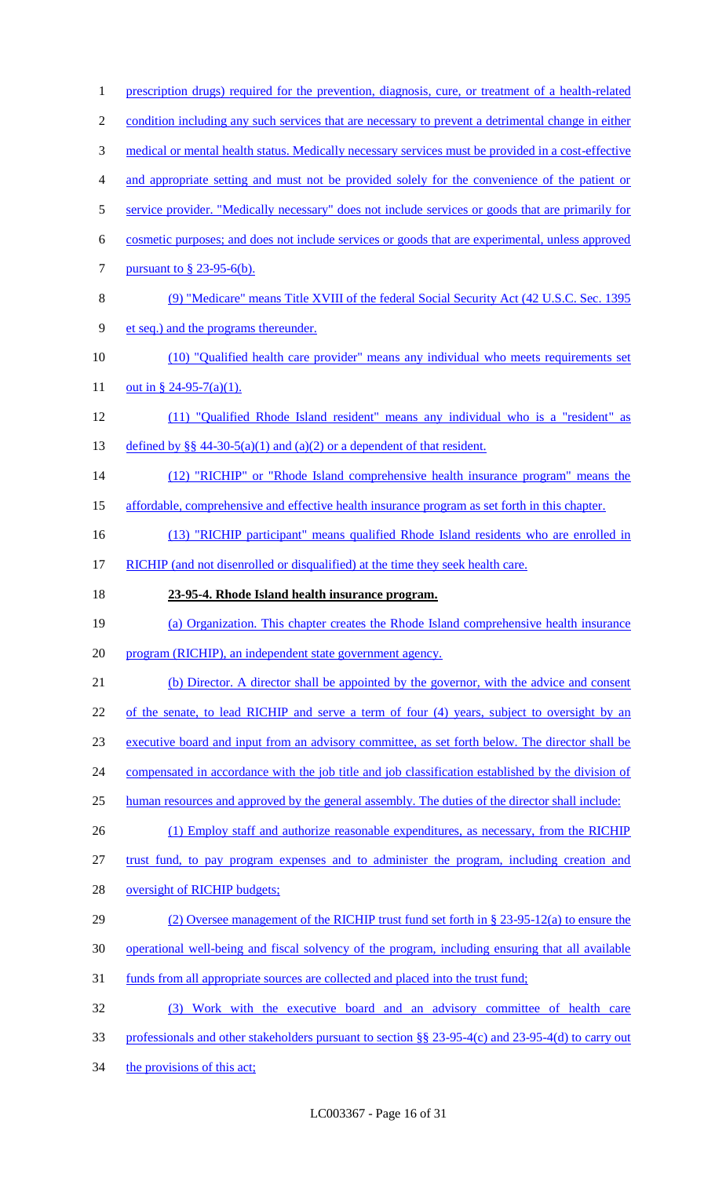prescription drugs) required for the prevention, diagnosis, cure, or treatment of a health-related condition including any such services that are necessary to prevent a detrimental change in either medical or mental health status. Medically necessary services must be provided in a cost-effective and appropriate setting and must not be provided solely for the convenience of the patient or service provider. "Medically necessary" does not include services or goods that are primarily for cosmetic purposes; and does not include services or goods that are experimental, unless approved pursuant to § 23-95-6(b).

(9) "Medicare" means Title XVIII of the federal Social Security Act (42 U.S.C. Sec. 1395 et seq.) and the programs thereunder.

(10) "Qualified health care provider" means any individual who meets requirements set out in § 24-95-7(a)(1).

(11) "Qualified Rhode Island resident" means any individual who is a "resident" as defined by §§ 44-30-5(a)(1) and (a)(2) or a dependent of that resident.

(12) "RICHIP" or "Rhode Island comprehensive health insurance program" means the affordable, comprehensive and effective health insurance program as set forth in this chapter.

(13) "RICHIP participant" means qualified Rhode Island residents who are enrolled in RICHIP (and not disenrolled or disqualified) at the time they seek health care.

**23-95-4. Rhode Island health insurance program.**

(a) Organization. This chapter creates the Rhode Island comprehensive health insurance program (RICHIP), an independent state government agency.

(b) Director. A director shall be appointed by the governor, with the advice and consent of the senate, to lead RICHIP and serve a term of four (4) years, subject to oversight by an executive board and input from an advisory committee, as set forth below. The director shall be compensated in accordance with the job title and job classification established by the division of human resources and approved by the general assembly. The duties of the director shall include:

(1) Employ staff and authorize reasonable expenditures, as necessary, from the RICHIP trust fund, to pay program expenses and to administer the program, including creation and oversight of RICHIP budgets;

(2) Oversee management of the RICHIP trust fund set forth in § 23-95-12(a) to ensure the operational well-being and fiscal solvency of the program, including ensuring that all available funds from all appropriate sources are collected and placed into the trust fund;

(3) Work with the executive board and an advisory committee of health care professionals and other stakeholders pursuant to section §§ 23-95-4(c) and 23-95-4(d) to carry out the provisions of this act;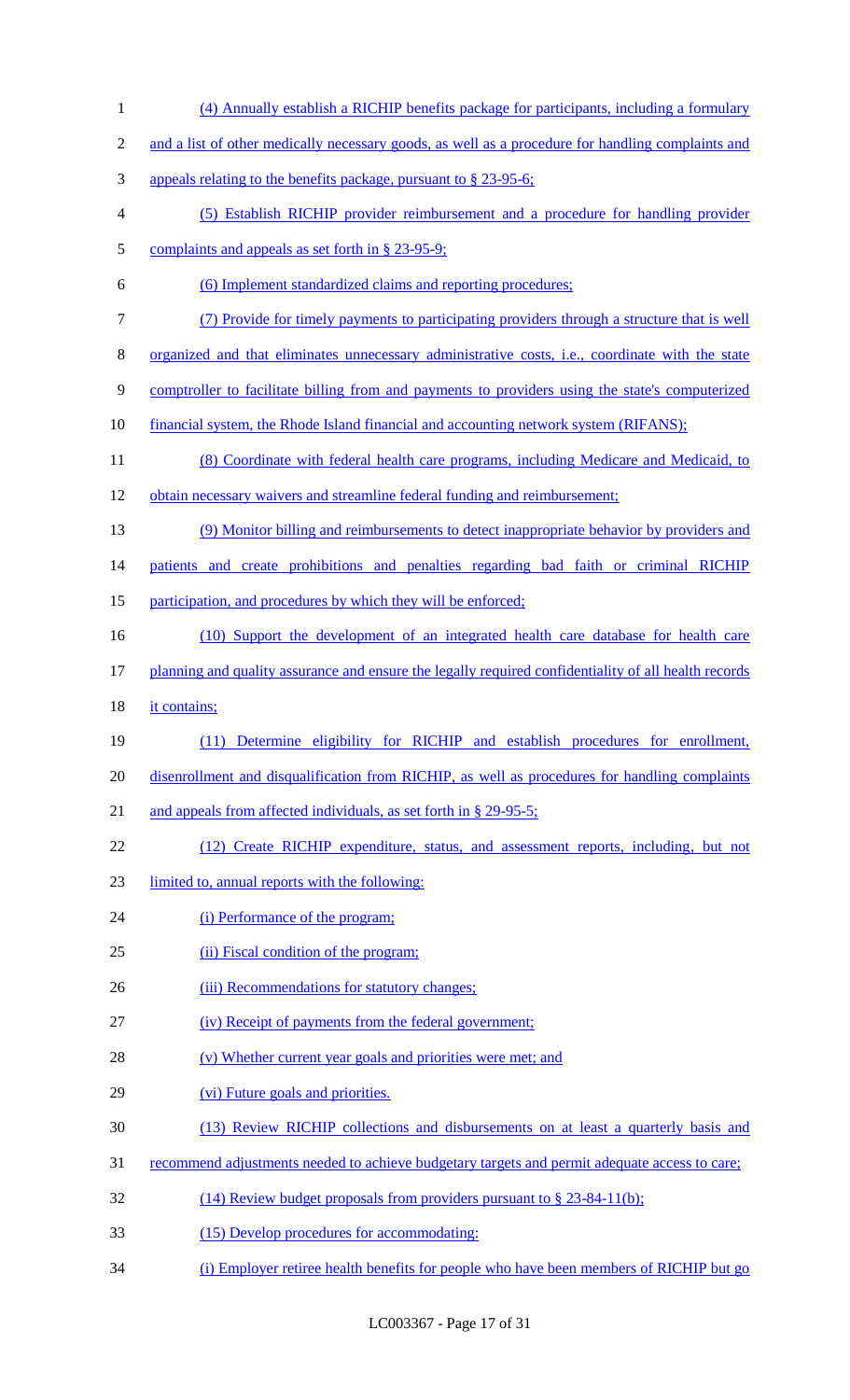(4) Annually establish a RICHIP benefits package for participants, including a formulary and a list of other medically necessary goods, as well as a procedure for handling complaints and appeals relating to the benefits package, pursuant to § 23-95-6;

(5) Establish RICHIP provider reimbursement and a procedure for handling provider complaints and appeals as set forth in § 23-95-9;

(6) Implement standardized claims and reporting procedures;

(7) Provide for timely payments to participating providers through a structure that is well organized and that eliminates unnecessary administrative costs, i.e., coordinate with the state comptroller to facilitate billing from and payments to providers using the state's computerized financial system, the Rhode Island financial and accounting network system (RIFANS);

(8) Coordinate with federal health care programs, including Medicare and Medicaid, to obtain necessary waivers and streamline federal funding and reimbursement;

(9) Monitor billing and reimbursements to detect inappropriate behavior by providers and patients and create prohibitions and penalties regarding bad faith or criminal RICHIP participation, and procedures by which they will be enforced;

(10) Support the development of an integrated health care database for health care planning and quality assurance and ensure the legally required confidentiality of all health records it contains;

(11) Determine eligibility for RICHIP and establish procedures for enrollment, disenrollment and disqualification from RICHIP, as well as procedures for handling complaints and appeals from affected individuals, as set forth in § 29-95-5;

(12) Create RICHIP expenditure, status, and assessment reports, including, but not limited to, annual reports with the following:

(i) Performance of the program;

(ii) Fiscal condition of the program;

(iii) Recommendations for statutory changes;

(iv) Receipt of payments from the federal government;

(v) Whether current year goals and priorities were met; and

(vi) Future goals and priorities.

(13) Review RICHIP collections and disbursements on at least a quarterly basis and recommend adjustments needed to achieve budgetary targets and permit adequate access to care;

(14) Review budget proposals from providers pursuant to § 23-84-11(b);

(15) Develop procedures for accommodating:

(i) Employer retiree health benefits for people who have been members of RICHIP but go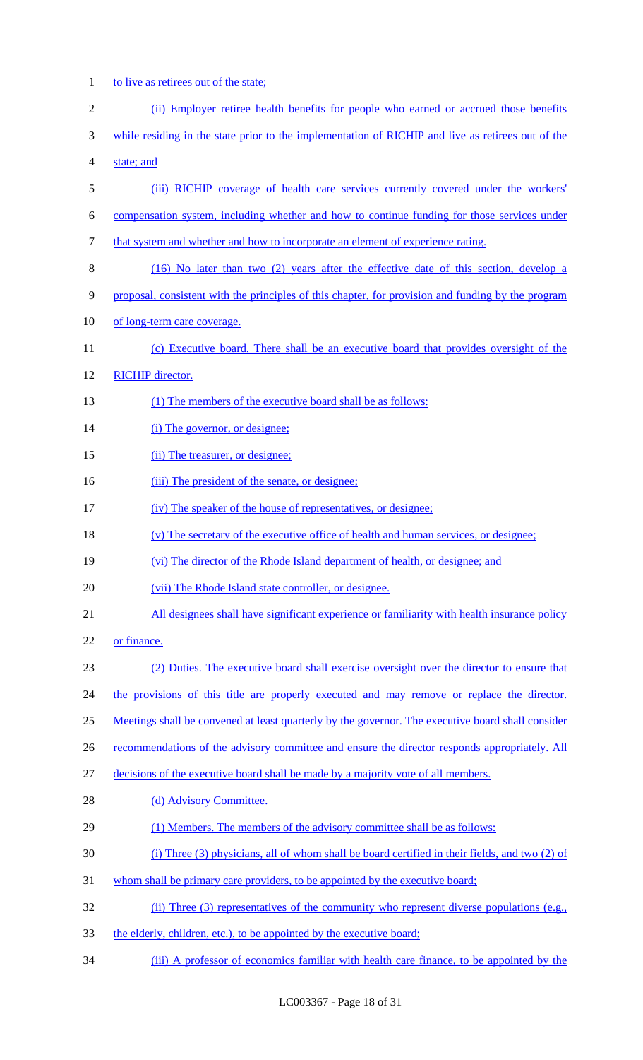to live as retirees out of the state;

(ii) Employer retiree health benefits for people who earned or accrued those benefits while residing in the state prior to the implementation of RICHIP and live as retirees out of the state; and

(iii) RICHIP coverage of health care services currently covered under the workers' compensation system, including whether and how to continue funding for those services under that system and whether and how to incorporate an element of experience rating.

(16) No later than two (2) years after the effective date of this section, develop a proposal, consistent with the principles of this chapter, for provision and funding by the program of long-term care coverage.

(c) Executive board. There shall be an executive board that provides oversight of the RICHIP director.

(1) The members of the executive board shall be as follows:

(i) The governor, or designee;

(ii) The treasurer, or designee;

(iii) The president of the senate, or designee;

(iv) The speaker of the house of representatives, or designee;

(v) The secretary of the executive office of health and human services, or designee;

(vi) The director of the Rhode Island department of health, or designee; and

(vii) The Rhode Island state controller, or designee.

All designees shall have significant experience or familiarity with health insurance policy or finance.

(2) Duties. The executive board shall exercise oversight over the director to ensure that the provisions of this title are properly executed and may remove or replace the director. Meetings shall be convened at least quarterly by the governor. The executive board shall consider recommendations of the advisory committee and ensure the director responds appropriately. All decisions of the executive board shall be made by a majority vote of all members.

(d) Advisory Committee.

(1) Members. The members of the advisory committee shall be as follows:

(i) Three (3) physicians, all of whom shall be board certified in their fields, and two (2) of whom shall be primary care providers, to be appointed by the executive board;

(ii) Three (3) representatives of the community who represent diverse populations (e.g., the elderly, children, etc.), to be appointed by the executive board;

(iii) A professor of economics familiar with health care finance, to be appointed by the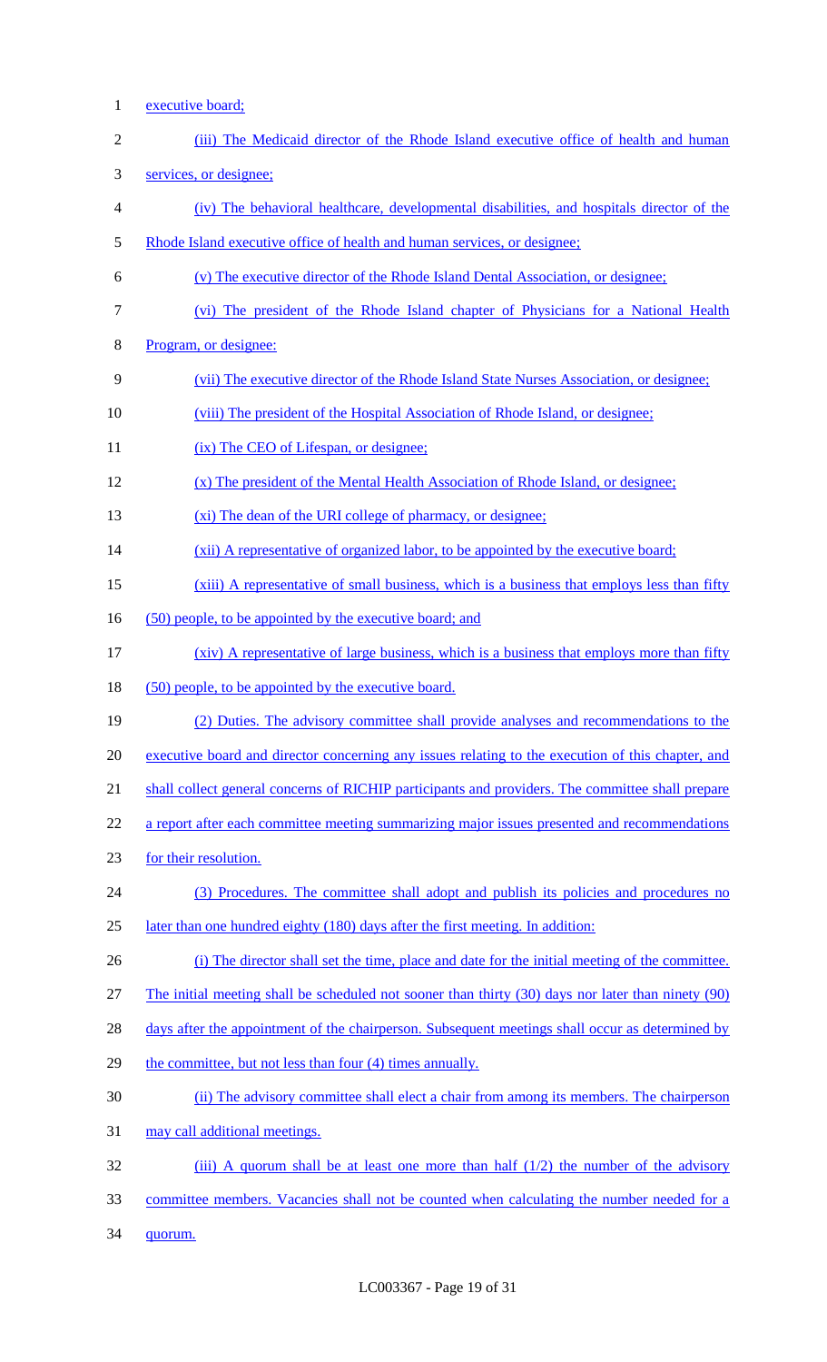executive board;

(iii) The Medicaid director of the Rhode Island executive office of health and human services, or designee;

(iv) The behavioral healthcare, developmental disabilities, and hospitals director of the Rhode Island executive office of health and human services, or designee;

(v) The executive director of the Rhode Island Dental Association, or designee;

(vi) The president of the Rhode Island chapter of Physicians for a National Health Program, or designee:

(vii) The executive director of the Rhode Island State Nurses Association, or designee;

(viii) The president of the Hospital Association of Rhode Island, or designee;

(ix) The CEO of Lifespan, or designee;

(x) The president of the Mental Health Association of Rhode Island, or designee;

(xi) The dean of the URI college of pharmacy, or designee;

(xii) A representative of organized labor, to be appointed by the executive board;

(xiii) A representative of small business, which is a business that employs less than fifty (50) people, to be appointed by the executive board; and

(xiv) A representative of large business, which is a business that employs more than fifty (50) people, to be appointed by the executive board.

(2) Duties. The advisory committee shall provide analyses and recommendations to the executive board and director concerning any issues relating to the execution of this chapter, and shall collect general concerns of RICHIP participants and providers. The committee shall prepare a report after each committee meeting summarizing major issues presented and recommendations for their resolution.

(3) Procedures. The committee shall adopt and publish its policies and procedures no later than one hundred eighty (180) days after the first meeting. In addition:

(i) The director shall set the time, place and date for the initial meeting of the committee. The initial meeting shall be scheduled not sooner than thirty (30) days nor later than ninety (90) days after the appointment of the chairperson. Subsequent meetings shall occur as determined by the committee, but not less than four (4) times annually.

(ii) The advisory committee shall elect a chair from among its members. The chairperson may call additional meetings.

(iii) A quorum shall be at least one more than half (1/2) the number of the advisory committee members. Vacancies shall not be counted when calculating the number needed for a quorum.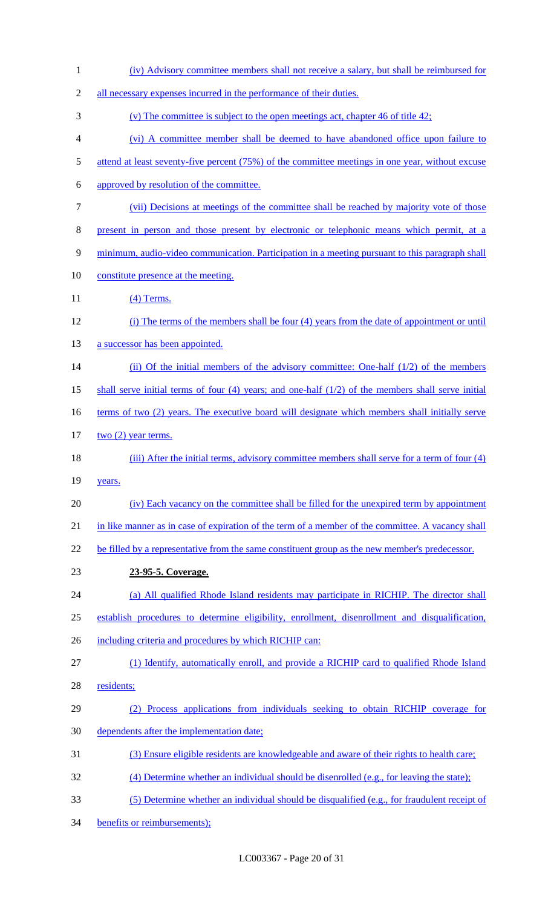(iv) Advisory committee members shall not receive a salary, but shall be reimbursed for all necessary expenses incurred in the performance of their duties.

(v) The committee is subject to the open meetings act, chapter 46 of title 42;

(vi) A committee member shall be deemed to have abandoned office upon failure to attend at least seventy-five percent (75%) of the committee meetings in one year, without excuse approved by resolution of the committee.

(vii) Decisions at meetings of the committee shall be reached by majority vote of those present in person and those present by electronic or telephonic means which permit, at a minimum, audio-video communication. Participation in a meeting pursuant to this paragraph shall constitute presence at the meeting.

(4) Terms.

(i) The terms of the members shall be four (4) years from the date of appointment or until a successor has been appointed.

(ii) Of the initial members of the advisory committee: One-half (1/2) of the members shall serve initial terms of four (4) years; and one-half (1/2) of the members shall serve initial terms of two (2) years. The executive board will designate which members shall initially serve two (2) year terms.

(iii) After the initial terms, advisory committee members shall serve for a term of four (4) years.

(iv) Each vacancy on the committee shall be filled for the unexpired term by appointment in like manner as in case of expiration of the term of a member of the committee. A vacancy shall be filled by a representative from the same constituent group as the new member's predecessor.

**23-95-5. Coverage.**

(a) All qualified Rhode Island residents may participate in RICHIP. The director shall establish procedures to determine eligibility, enrollment, disenrollment and disqualification, including criteria and procedures by which RICHIP can:

(1) Identify, automatically enroll, and provide a RICHIP card to qualified Rhode Island residents;

(2) Process applications from individuals seeking to obtain RICHIP coverage for dependents after the implementation date;

(3) Ensure eligible residents are knowledgeable and aware of their rights to health care;

(4) Determine whether an individual should be disenrolled (e.g., for leaving the state);

(5) Determine whether an individual should be disqualified (e.g., for fraudulent receipt of benefits or reimbursements);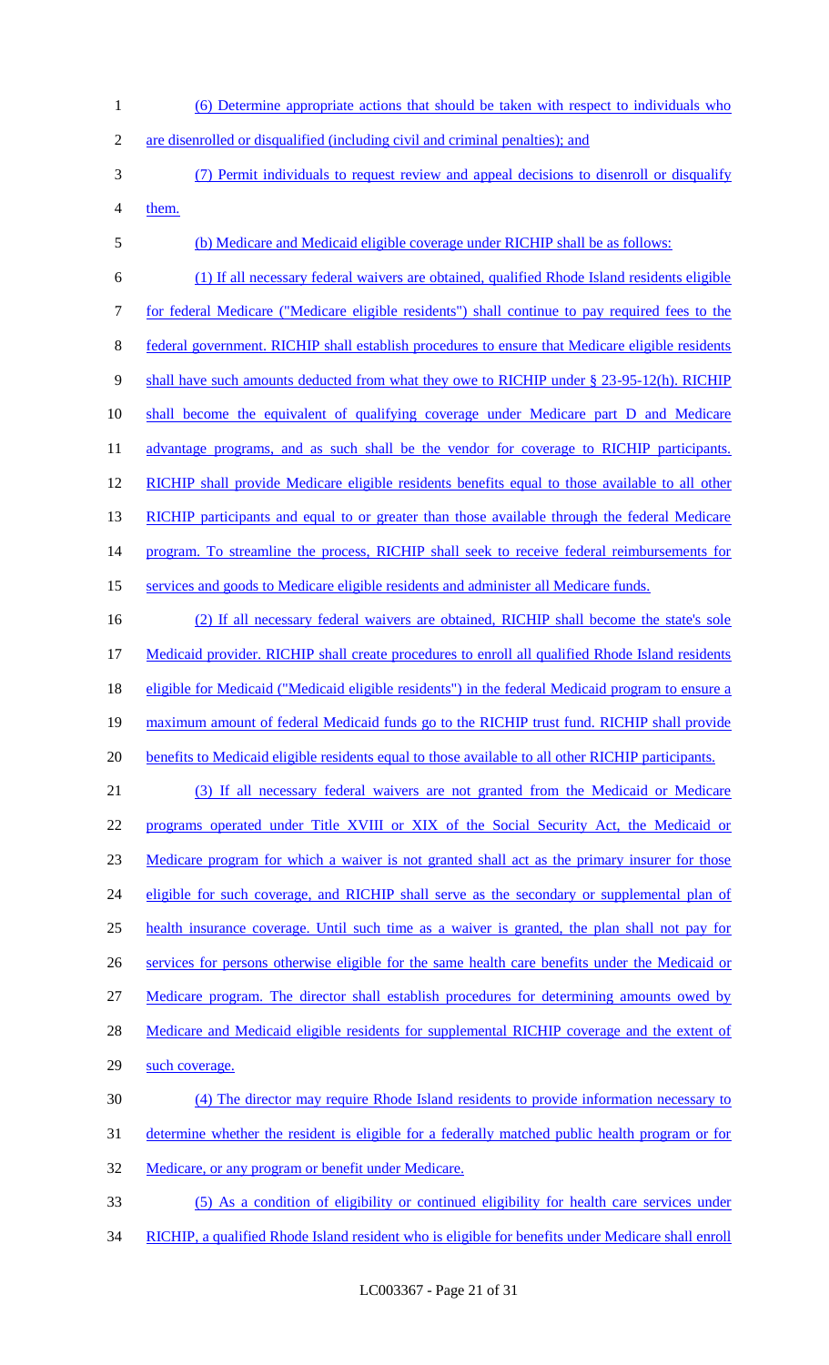(6) Determine appropriate actions that should be taken with respect to individuals who are disenrolled or disqualified (including civil and criminal penalties); and

(7) Permit individuals to request review and appeal decisions to disenroll or disqualify them.

(b) Medicare and Medicaid eligible coverage under RICHIP shall be as follows:

(1) If all necessary federal waivers are obtained, qualified Rhode Island residents eligible for federal Medicare ("Medicare eligible residents") shall continue to pay required fees to the federal government. RICHIP shall establish procedures to ensure that Medicare eligible residents shall have such amounts deducted from what they owe to RICHIP under § 23-95-12(h). RICHIP shall become the equivalent of qualifying coverage under Medicare part D and Medicare advantage programs, and as such shall be the vendor for coverage to RICHIP participants. RICHIP shall provide Medicare eligible residents benefits equal to those available to all other RICHIP participants and equal to or greater than those available through the federal Medicare program. To streamline the process, RICHIP shall seek to receive federal reimbursements for services and goods to Medicare eligible residents and administer all Medicare funds.

(2) If all necessary federal waivers are obtained, RICHIP shall become the state's sole Medicaid provider. RICHIP shall create procedures to enroll all qualified Rhode Island residents eligible for Medicaid ("Medicaid eligible residents") in the federal Medicaid program to ensure a maximum amount of federal Medicaid funds go to the RICHIP trust fund. RICHIP shall provide benefits to Medicaid eligible residents equal to those available to all other RICHIP participants.

(3) If all necessary federal waivers are not granted from the Medicaid or Medicare programs operated under Title XVIII or XIX of the Social Security Act, the Medicaid or Medicare program for which a waiver is not granted shall act as the primary insurer for those eligible for such coverage, and RICHIP shall serve as the secondary or supplemental plan of health insurance coverage. Until such time as a waiver is granted, the plan shall not pay for services for persons otherwise eligible for the same health care benefits under the Medicaid or Medicare program. The director shall establish procedures for determining amounts owed by Medicare and Medicaid eligible residents for supplemental RICHIP coverage and the extent of such coverage.

(4) The director may require Rhode Island residents to provide information necessary to determine whether the resident is eligible for a federally matched public health program or for Medicare, or any program or benefit under Medicare.

(5) As a condition of eligibility or continued eligibility for health care services under RICHIP, a qualified Rhode Island resident who is eligible for benefits under Medicare shall enroll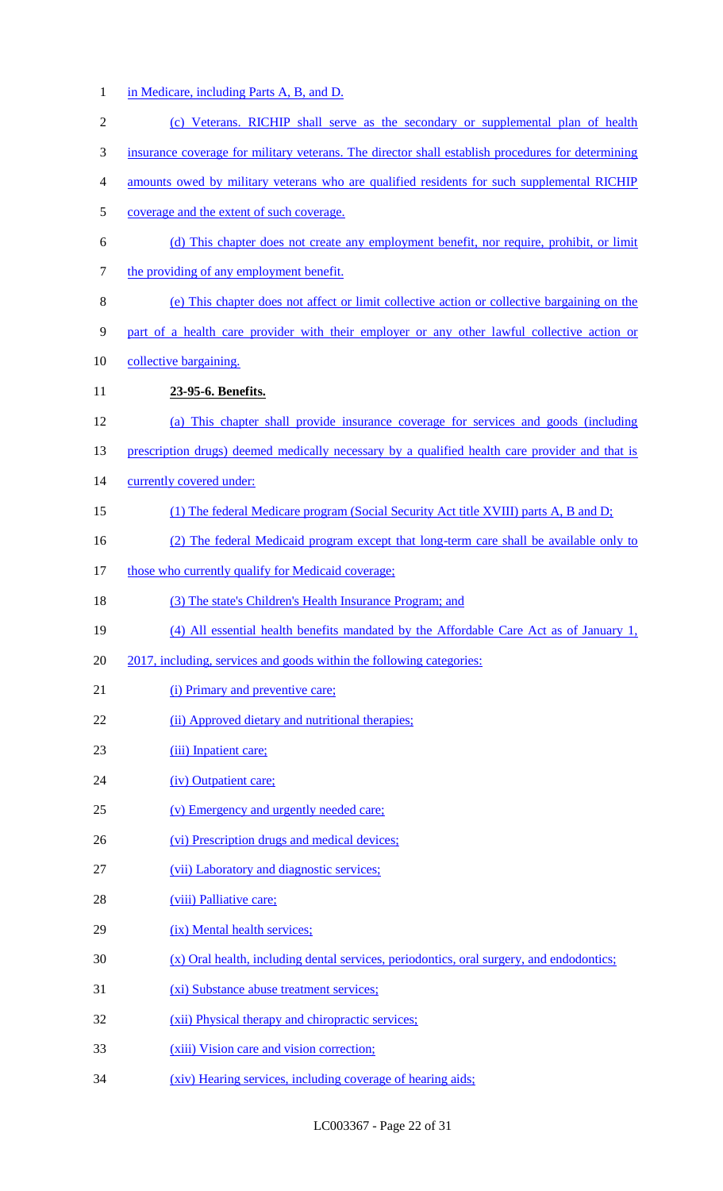in Medicare, including Parts A, B, and D.

(c) Veterans. RICHIP shall serve as the secondary or supplemental plan of health insurance coverage for military veterans. The director shall establish procedures for determining amounts owed by military veterans who are qualified residents for such supplemental RICHIP coverage and the extent of such coverage.

(d) This chapter does not create any employment benefit, nor require, prohibit, or limit the providing of any employment benefit.

(e) This chapter does not affect or limit collective action or collective bargaining on the part of a health care provider with their employer or any other lawful collective action or collective bargaining.

**23-95-6. Benefits.**

(a) This chapter shall provide insurance coverage for services and goods (including prescription drugs) deemed medically necessary by a qualified health care provider and that is currently covered under:

(1) The federal Medicare program (Social Security Act title XVIII) parts A, B and D;

(2) The federal Medicaid program except that long-term care shall be available only to those who currently qualify for Medicaid coverage;

(3) The state's Children's Health Insurance Program; and

(4) All essential health benefits mandated by the Affordable Care Act as of January 1, 2017, including, services and goods within the following categories:

(i) Primary and preventive care;

(ii) Approved dietary and nutritional therapies;

(iii) Inpatient care;

(iv) Outpatient care;

(v) Emergency and urgently needed care;

(vi) Prescription drugs and medical devices;

(vii) Laboratory and diagnostic services;

(viii) Palliative care;

(ix) Mental health services;

(x) Oral health, including dental services, periodontics, oral surgery, and endodontics;

(xi) Substance abuse treatment services;

(xii) Physical therapy and chiropractic services;

(xiii) Vision care and vision correction;

(xiv) Hearing services, including coverage of hearing aids;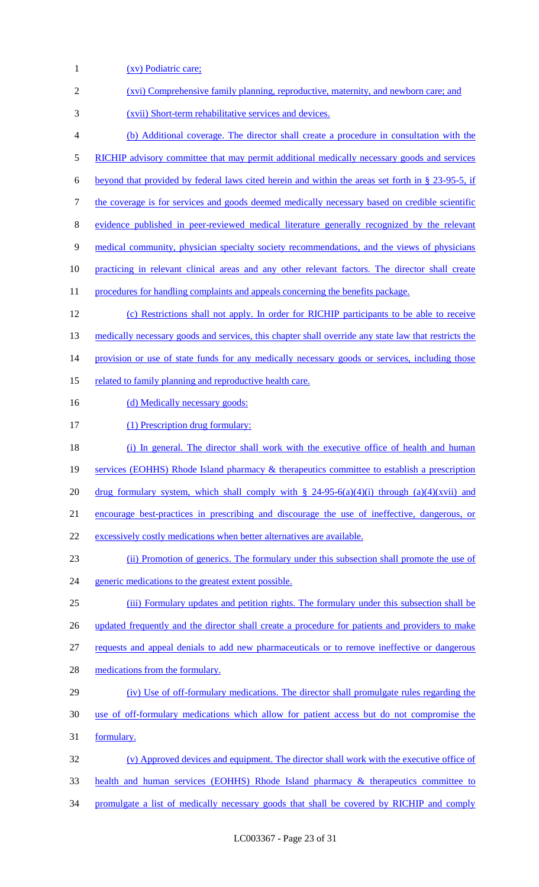(xv) Podiatric care;

(xvi) Comprehensive family planning, reproductive, maternity, and newborn care; and

(xvii) Short-term rehabilitative services and devices.

(b) Additional coverage. The director shall create a procedure in consultation with the RICHIP advisory committee that may permit additional medically necessary goods and services beyond that provided by federal laws cited herein and within the areas set forth in § 23-95-5, if the coverage is for services and goods deemed medically necessary based on credible scientific evidence published in peer-reviewed medical literature generally recognized by the relevant medical community, physician specialty society recommendations, and the views of physicians practicing in relevant clinical areas and any other relevant factors. The director shall create procedures for handling complaints and appeals concerning the benefits package.

(c) Restrictions shall not apply. In order for RICHIP participants to be able to receive medically necessary goods and services, this chapter shall override any state law that restricts the provision or use of state funds for any medically necessary goods or services, including those related to family planning and reproductive health care.

(d) Medically necessary goods:

(1) Prescription drug formulary:

(i) In general. The director shall work with the executive office of health and human services (EOHHS) Rhode Island pharmacy & therapeutics committee to establish a prescription drug formulary system, which shall comply with § 24-95-6(a)(4)(i) through (a)(4)(xvii) and encourage best-practices in prescribing and discourage the use of ineffective, dangerous, or excessively costly medications when better alternatives are available.

(ii) Promotion of generics. The formulary under this subsection shall promote the use of generic medications to the greatest extent possible.

(iii) Formulary updates and petition rights. The formulary under this subsection shall be updated frequently and the director shall create a procedure for patients and providers to make requests and appeal denials to add new pharmaceuticals or to remove ineffective or dangerous medications from the formulary.

(iv) Use of off-formulary medications. The director shall promulgate rules regarding the use of off-formulary medications which allow for patient access but do not compromise the formulary.

(v) Approved devices and equipment. The director shall work with the executive office of health and human services (EOHHS) Rhode Island pharmacy & therapeutics committee to promulgate a list of medically necessary goods that shall be covered by RICHIP and comply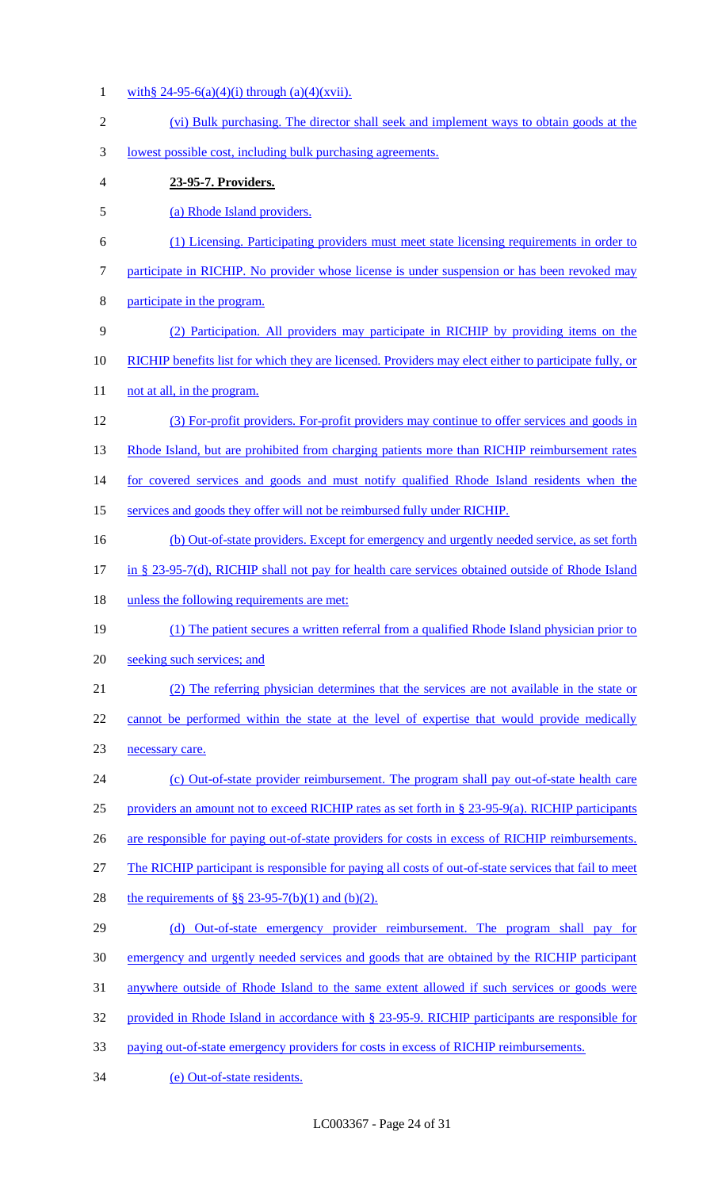with§ 24-95-6(a)(4)(i) through (a)(4)(xvii).

(vi) Bulk purchasing. The director shall seek and implement ways to obtain goods at the lowest possible cost, including bulk purchasing agreements.

**23-95-7. Providers.**

(a) Rhode Island providers.

(1) Licensing. Participating providers must meet state licensing requirements in order to participate in RICHIP. No provider whose license is under suspension or has been revoked may participate in the program.

(2) Participation. All providers may participate in RICHIP by providing items on the RICHIP benefits list for which they are licensed. Providers may elect either to participate fully, or not at all, in the program.

(3) For-profit providers. For-profit providers may continue to offer services and goods in Rhode Island, but are prohibited from charging patients more than RICHIP reimbursement rates for covered services and goods and must notify qualified Rhode Island residents when the services and goods they offer will not be reimbursed fully under RICHIP.

(b) Out-of-state providers. Except for emergency and urgently needed service, as set forth in § 23-95-7(d), RICHIP shall not pay for health care services obtained outside of Rhode Island unless the following requirements are met:

(1) The patient secures a written referral from a qualified Rhode Island physician prior to seeking such services; and

(2) The referring physician determines that the services are not available in the state or cannot be performed within the state at the level of expertise that would provide medically necessary care.

(c) Out-of-state provider reimbursement. The program shall pay out-of-state health care providers an amount not to exceed RICHIP rates as set forth in § 23-95-9(a). RICHIP participants are responsible for paying out-of-state providers for costs in excess of RICHIP reimbursements. The RICHIP participant is responsible for paying all costs of out-of-state services that fail to meet the requirements of §§ 23-95-7(b)(1) and (b)(2).

(d) Out-of-state emergency provider reimbursement. The program shall pay for emergency and urgently needed services and goods that are obtained by the RICHIP participant anywhere outside of Rhode Island to the same extent allowed if such services or goods were provided in Rhode Island in accordance with § 23-95-9. RICHIP participants are responsible for paying out-of-state emergency providers for costs in excess of RICHIP reimbursements.

(e) Out-of-state residents.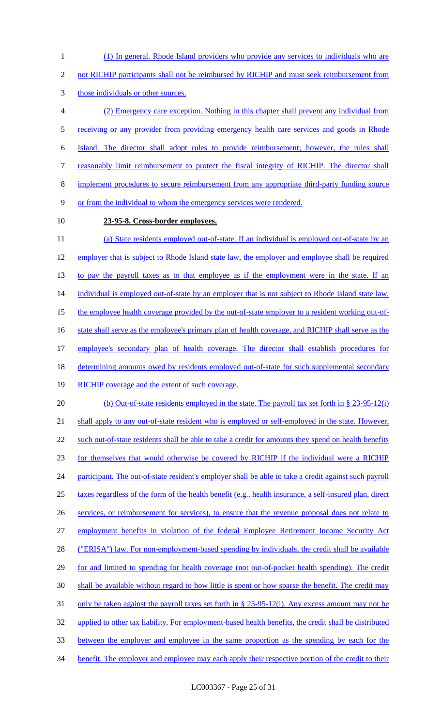(1) In general. Rhode Island providers who provide any services to individuals who are not RICHIP participants shall not be reimbursed by RICHIP and must seek reimbursement from those individuals or other sources.

(2) Emergency care exception. Nothing in this chapter shall prevent any individual from receiving or any provider from providing emergency health care services and goods in Rhode Island. The director shall adopt rules to provide reimbursement; however, the rules shall reasonably limit reimbursement to protect the fiscal integrity of RICHIP. The director shall implement procedures to secure reimbursement from any appropriate third-party funding source or from the individual to whom the emergency services were rendered.

**23-95-8. Cross-border employees.**

(a) State residents employed out-of-state. If an individual is employed out-of-state by an employer that is subject to Rhode Island state law, the employer and employee shall be required to pay the payroll taxes as to that employee as if the employment were in the state. If an individual is employed out-of-state by an employer that is not subject to Rhode Island state law, the employee health coverage provided by the out-of-state employer to a resident working out-of-state shall serve as the employee's primary plan of health coverage, and RICHIP shall serve as the employee's secondary plan of health coverage. The director shall establish procedures for determining amounts owed by residents employed out-of-state for such supplemental secondary RICHIP coverage and the extent of such coverage.

(b) Out-of-state residents employed in the state. The payroll tax set forth in § 23-95-12(i) shall apply to any out-of-state resident who is employed or self-employed in the state. However, such out-of-state residents shall be able to take a credit for amounts they spend on health benefits for themselves that would otherwise be covered by RICHIP if the individual were a RICHIP participant. The out-of-state resident's employer shall be able to take a credit against such payroll taxes regardless of the form of the health benefit (e.g., health insurance, a self-insured plan, direct services, or reimbursement for services), to ensure that the revenue proposal does not relate to employment benefits in violation of the federal Employee Retirement Income Security Act ("ERISA") law. For non-employment-based spending by individuals, the credit shall be available for and limited to spending for health coverage (not out-of-pocket health spending). The credit shall be available without regard to how little is spent or how sparse the benefit. The credit may only be taken against the payroll taxes set forth in § 23-95-12(i). Any excess amount may not be applied to other tax liability. For employment-based health benefits, the credit shall be distributed between the employer and employee in the same proportion as the spending by each for the benefit. The employer and employee may each apply their respective portion of the credit to their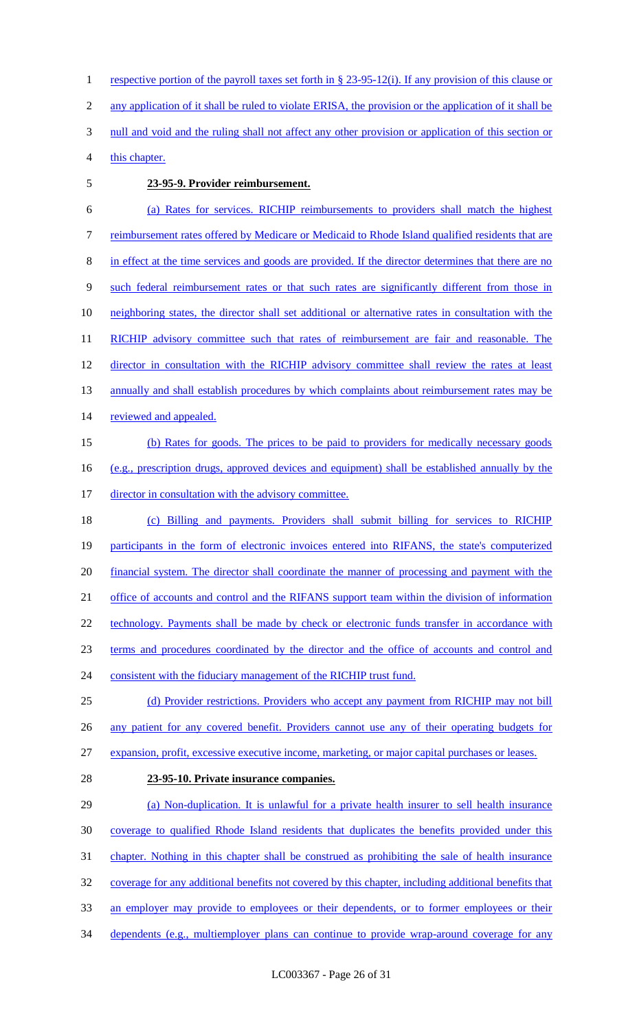respective portion of the payroll taxes set forth in § 23-95-12(i). If any provision of this clause or any application of it shall be ruled to violate ERISA, the provision or the application of it shall be null and void and the ruling shall not affect any other provision or application of this section or this chapter.

**23-95-9. Provider reimbursement.**

(a) Rates for services. RICHIP reimbursements to providers shall match the highest reimbursement rates offered by Medicare or Medicaid to Rhode Island qualified residents that are in effect at the time services and goods are provided. If the director determines that there are no such federal reimbursement rates or that such rates are significantly different from those in neighboring states, the director shall set additional or alternative rates in consultation with the RICHIP advisory committee such that rates of reimbursement are fair and reasonable. The director in consultation with the RICHIP advisory committee shall review the rates at least annually and shall establish procedures by which complaints about reimbursement rates may be reviewed and appealed.

(b) Rates for goods. The prices to be paid to providers for medically necessary goods (e.g., prescription drugs, approved devices and equipment) shall be established annually by the director in consultation with the advisory committee.

(c) Billing and payments. Providers shall submit billing for services to RICHIP participants in the form of electronic invoices entered into RIFANS, the state's computerized financial system. The director shall coordinate the manner of processing and payment with the office of accounts and control and the RIFANS support team within the division of information technology. Payments shall be made by check or electronic funds transfer in accordance with terms and procedures coordinated by the director and the office of accounts and control and consistent with the fiduciary management of the RICHIP trust fund.

(d) Provider restrictions. Providers who accept any payment from RICHIP may not bill any patient for any covered benefit. Providers cannot use any of their operating budgets for expansion, profit, excessive executive income, marketing, or major capital purchases or leases.

**23-95-10. Private insurance companies.**

(a) Non-duplication. It is unlawful for a private health insurer to sell health insurance coverage to qualified Rhode Island residents that duplicates the benefits provided under this chapter. Nothing in this chapter shall be construed as prohibiting the sale of health insurance coverage for any additional benefits not covered by this chapter, including additional benefits that an employer may provide to employees or their dependents, or to former employees or their dependents (e.g., multiemployer plans can continue to provide wrap-around coverage for any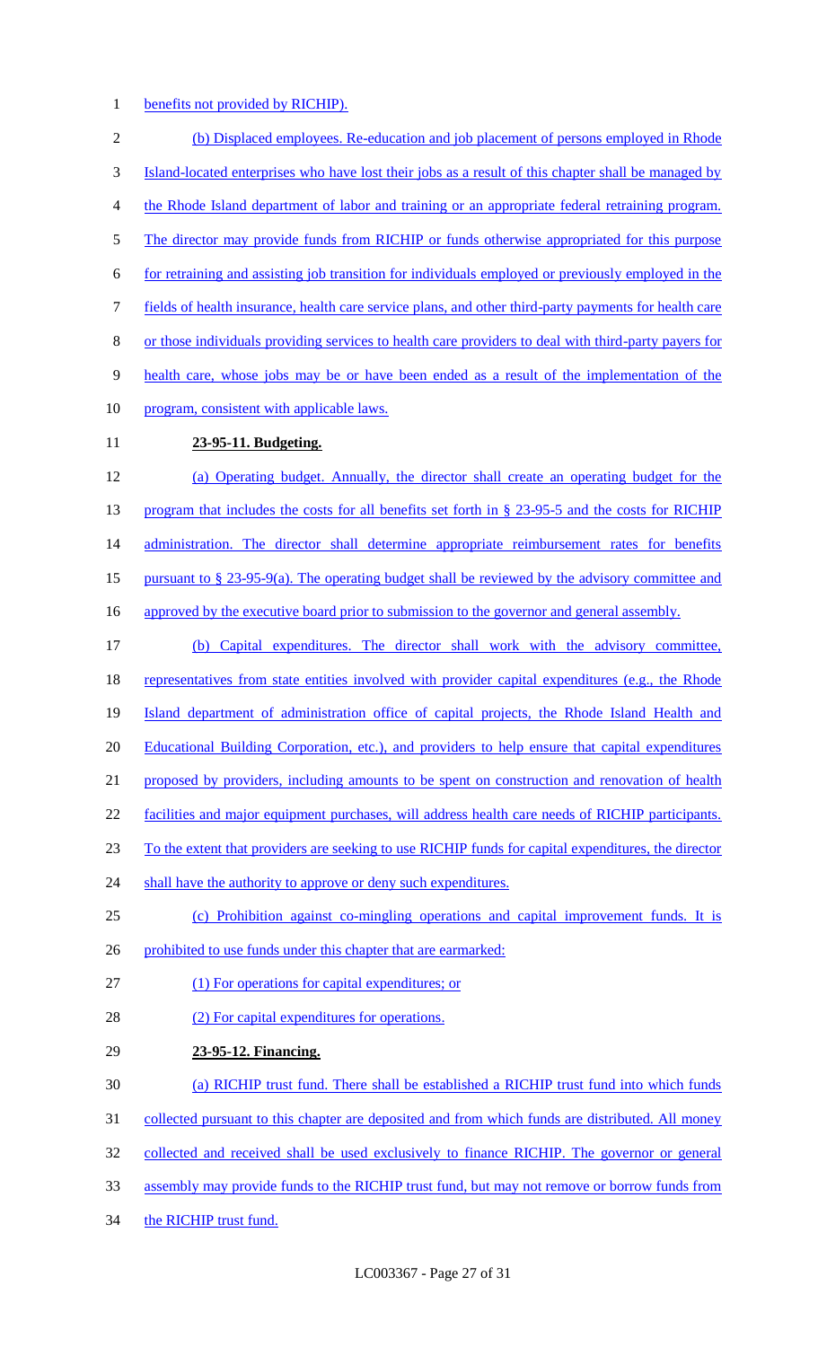benefits not provided by RICHIP).

(b) Displaced employees. Re-education and job placement of persons employed in Rhode Island-located enterprises who have lost their jobs as a result of this chapter shall be managed by the Rhode Island department of labor and training or an appropriate federal retraining program. The director may provide funds from RICHIP or funds otherwise appropriated for this purpose for retraining and assisting job transition for individuals employed or previously employed in the fields of health insurance, health care service plans, and other third-party payments for health care or those individuals providing services to health care providers to deal with third-party payers for health care, whose jobs may be or have been ended as a result of the implementation of the program, consistent with applicable laws.

**23-95-11. Budgeting.**

(a) Operating budget. Annually, the director shall create an operating budget for the program that includes the costs for all benefits set forth in § 23-95-5 and the costs for RICHIP administration. The director shall determine appropriate reimbursement rates for benefits pursuant to § 23-95-9(a). The operating budget shall be reviewed by the advisory committee and approved by the executive board prior to submission to the governor and general assembly.

(b) Capital expenditures. The director shall work with the advisory committee, representatives from state entities involved with provider capital expenditures (e.g., the Rhode Island department of administration office of capital projects, the Rhode Island Health and Educational Building Corporation, etc.), and providers to help ensure that capital expenditures proposed by providers, including amounts to be spent on construction and renovation of health facilities and major equipment purchases, will address health care needs of RICHIP participants. To the extent that providers are seeking to use RICHIP funds for capital expenditures, the director shall have the authority to approve or deny such expenditures.

(c) Prohibition against co-mingling operations and capital improvement funds. It is prohibited to use funds under this chapter that are earmarked:

(1) For operations for capital expenditures; or

(2) For capital expenditures for operations.

**23-95-12. Financing.**

(a) RICHIP trust fund. There shall be established a RICHIP trust fund into which funds collected pursuant to this chapter are deposited and from which funds are distributed. All money collected and received shall be used exclusively to finance RICHIP. The governor or general assembly may provide funds to the RICHIP trust fund, but may not remove or borrow funds from the RICHIP trust fund.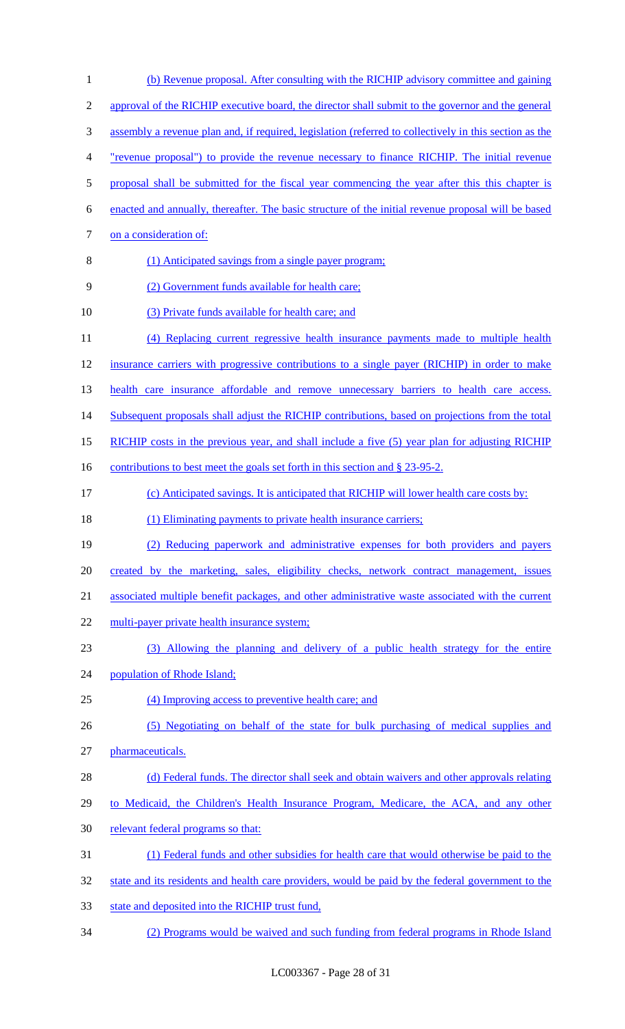(b) Revenue proposal. After consulting with the RICHIP advisory committee and gaining approval of the RICHIP executive board, the director shall submit to the governor and the general assembly a revenue plan and, if required, legislation (referred to collectively in this section as the "revenue proposal") to provide the revenue necessary to finance RICHIP. The initial revenue proposal shall be submitted for the fiscal year commencing the year after this this chapter is enacted and annually, thereafter. The basic structure of the initial revenue proposal will be based on a consideration of:

(1) Anticipated savings from a single payer program;

(2) Government funds available for health care;

(3) Private funds available for health care; and

(4) Replacing current regressive health insurance payments made to multiple health insurance carriers with progressive contributions to a single payer (RICHIP) in order to make health care insurance affordable and remove unnecessary barriers to health care access. Subsequent proposals shall adjust the RICHIP contributions, based on projections from the total RICHIP costs in the previous year, and shall include a five (5) year plan for adjusting RICHIP contributions to best meet the goals set forth in this section and § 23-95-2.

(c) Anticipated savings. It is anticipated that RICHIP will lower health care costs by:

(1) Eliminating payments to private health insurance carriers;

(2) Reducing paperwork and administrative expenses for both providers and payers created by the marketing, sales, eligibility checks, network contract management, issues associated multiple benefit packages, and other administrative waste associated with the current multi-payer private health insurance system;

(3) Allowing the planning and delivery of a public health strategy for the entire population of Rhode Island;

(4) Improving access to preventive health care; and

(5) Negotiating on behalf of the state for bulk purchasing of medical supplies and pharmaceuticals.

(d) Federal funds. The director shall seek and obtain waivers and other approvals relating to Medicaid, the Children's Health Insurance Program, Medicare, the ACA, and any other relevant federal programs so that:

(1) Federal funds and other subsidies for health care that would otherwise be paid to the state and its residents and health care providers, would be paid by the federal government to the state and deposited into the RICHIP trust fund,

(2) Programs would be waived and such funding from federal programs in Rhode Island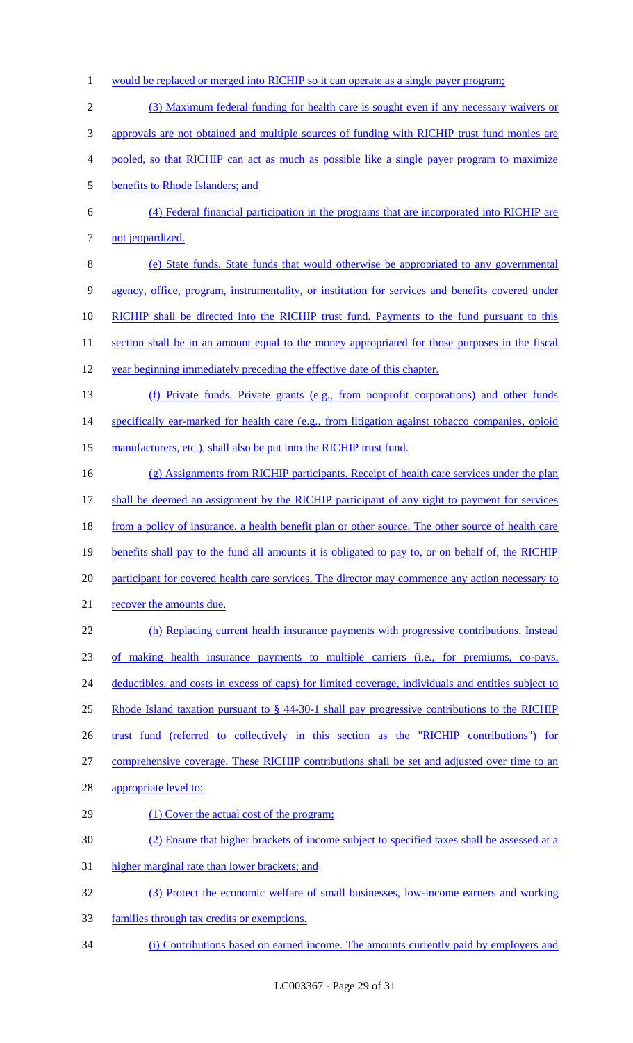would be replaced or merged into RICHIP so it can operate as a single payer program;

(3) Maximum federal funding for health care is sought even if any necessary waivers or approvals are not obtained and multiple sources of funding with RICHIP trust fund monies are pooled, so that RICHIP can act as much as possible like a single payer program to maximize benefits to Rhode Islanders; and

(4) Federal financial participation in the programs that are incorporated into RICHIP are not jeopardized.

(e) State funds. State funds that would otherwise be appropriated to any governmental agency, office, program, instrumentality, or institution for services and benefits covered under RICHIP shall be directed into the RICHIP trust fund. Payments to the fund pursuant to this section shall be in an amount equal to the money appropriated for those purposes in the fiscal year beginning immediately preceding the effective date of this chapter.

(f) Private funds. Private grants (e.g., from nonprofit corporations) and other funds specifically ear-marked for health care (e.g., from litigation against tobacco companies, opioid manufacturers, etc.), shall also be put into the RICHIP trust fund.

(g) Assignments from RICHIP participants. Receipt of health care services under the plan shall be deemed an assignment by the RICHIP participant of any right to payment for services from a policy of insurance, a health benefit plan or other source. The other source of health care benefits shall pay to the fund all amounts it is obligated to pay to, or on behalf of, the RICHIP participant for covered health care services. The director may commence any action necessary to recover the amounts due.

(h) Replacing current health insurance payments with progressive contributions. Instead of making health insurance payments to multiple carriers (i.e., for premiums, co-pays, deductibles, and costs in excess of caps) for limited coverage, individuals and entities subject to Rhode Island taxation pursuant to § 44-30-1 shall pay progressive contributions to the RICHIP trust fund (referred to collectively in this section as the "RICHIP contributions") for comprehensive coverage. These RICHIP contributions shall be set and adjusted over time to an appropriate level to:

(1) Cover the actual cost of the program;

(2) Ensure that higher brackets of income subject to specified taxes shall be assessed at a higher marginal rate than lower brackets; and

(3) Protect the economic welfare of small businesses, low-income earners and working families through tax credits or exemptions.

(i) Contributions based on earned income. The amounts currently paid by employers and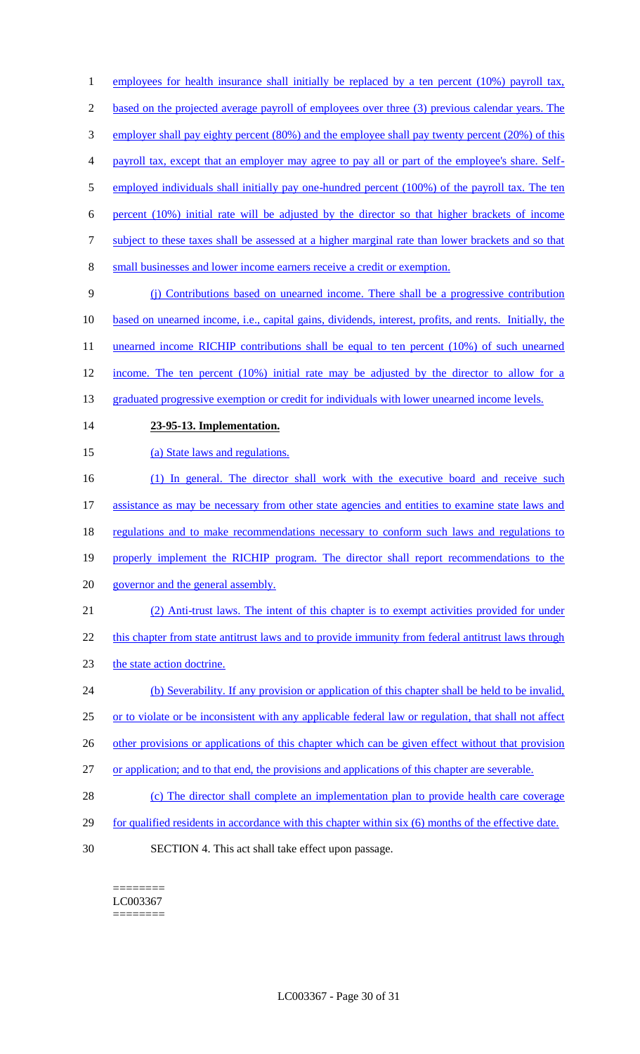employees for health insurance shall initially be replaced by a ten percent (10%) payroll tax, based on the projected average payroll of employees over three (3) previous calendar years. The employer shall pay eighty percent (80%) and the employee shall pay twenty percent (20%) of this payroll tax, except that an employer may agree to pay all or part of the employee's share. Self-employed individuals shall initially pay one-hundred percent (100%) of the payroll tax. The ten percent (10%) initial rate will be adjusted by the director so that higher brackets of income subject to these taxes shall be assessed at a higher marginal rate than lower brackets and so that small businesses and lower income earners receive a credit or exemption.

(j) Contributions based on unearned income. There shall be a progressive contribution based on unearned income, i.e., capital gains, dividends, interest, profits, and rents. Initially, the unearned income RICHIP contributions shall be equal to ten percent (10%) of such unearned income. The ten percent (10%) initial rate may be adjusted by the director to allow for a graduated progressive exemption or credit for individuals with lower unearned income levels.

**23-95-13. Implementation.**

(a) State laws and regulations.

(1) In general. The director shall work with the executive board and receive such assistance as may be necessary from other state agencies and entities to examine state laws and regulations and to make recommendations necessary to conform such laws and regulations to properly implement the RICHIP program. The director shall report recommendations to the governor and the general assembly.

(2) Anti-trust laws. The intent of this chapter is to exempt activities provided for under this chapter from state antitrust laws and to provide immunity from federal antitrust laws through the state action doctrine.

(b) Severability. If any provision or application of this chapter shall be held to be invalid, or to violate or be inconsistent with any applicable federal law or regulation, that shall not affect other provisions or applications of this chapter which can be given effect without that provision or application; and to that end, the provisions and applications of this chapter are severable.

(c) The director shall complete an implementation plan to provide health care coverage for qualified residents in accordance with this chapter within six (6) months of the effective date.

SECTION 4. This act shall take effect upon passage.

========
LC003367
========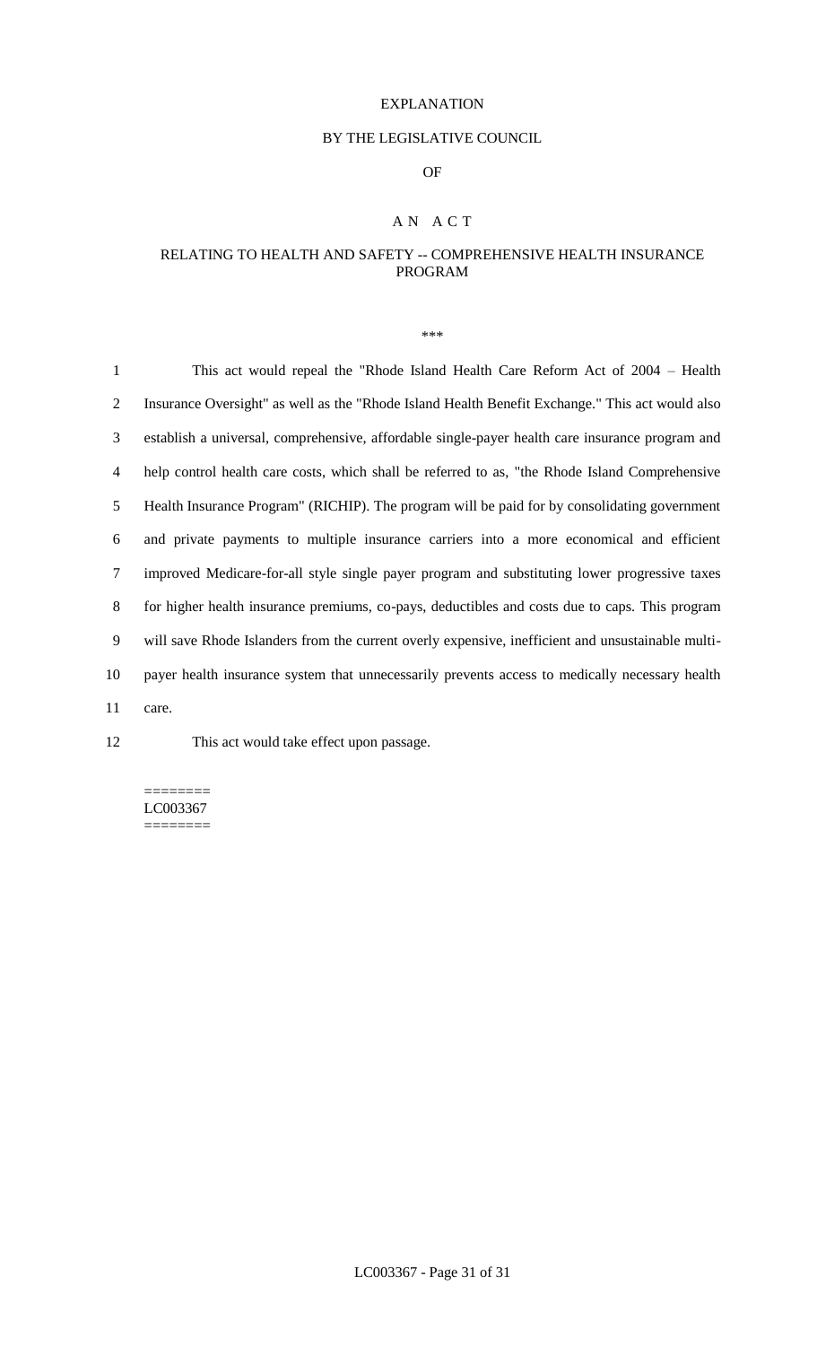EXPLANATION

BY THE LEGISLATIVE COUNCIL

OF

A N A C T

RELATING TO HEALTH AND SAFETY -- COMPREHENSIVE HEALTH INSURANCE PROGRAM

\*\*\*

1 This act would repeal the "Rhode Island Health Care Reform Act of 2004 – Health
2 Insurance Oversight" as well as the "Rhode Island Health Benefit Exchange." This act would also
3 establish a universal, comprehensive, affordable single-payer health care insurance program and
4 help control health care costs, which shall be referred to as, "the Rhode Island Comprehensive
5 Health Insurance Program" (RICHIP). The program will be paid for by consolidating government
6 and private payments to multiple insurance carriers into a more economical and efficient
7 improved Medicare-for-all style single payer program and substituting lower progressive taxes
8 for higher health insurance premiums, co-pays, deductibles and costs due to caps. This program
9 will save Rhode Islanders from the current overly expensive, inefficient and unsustainable multi-
10 payer health insurance system that unnecessarily prevents access to medically necessary health
11 care.

12 This act would take effect upon passage.

========
LC003367
========